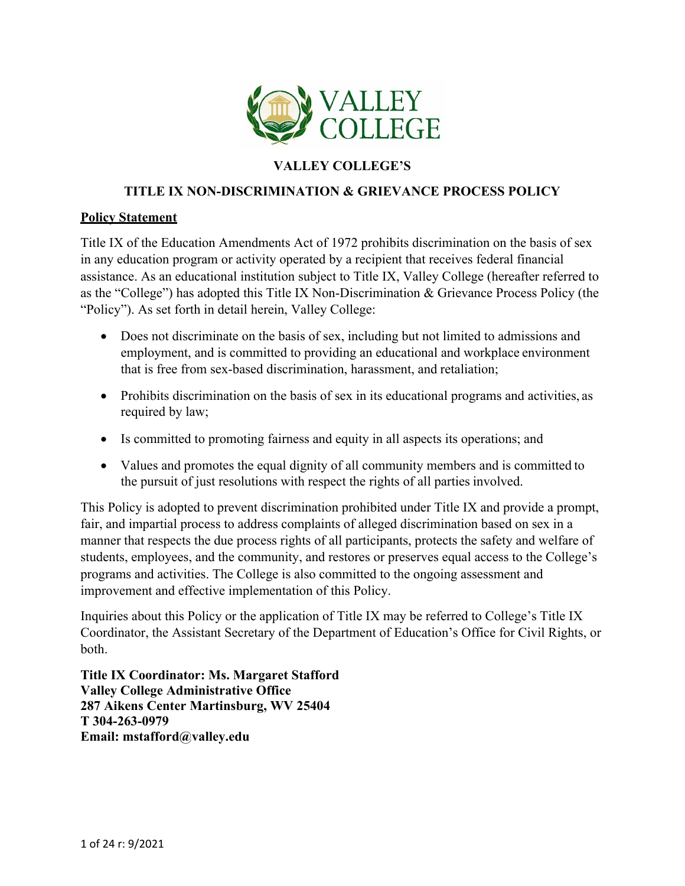# VALLEY COLLEGE'S

## TITLE IX NON-DISCRIMINATION & GRIEVANCE PROCESS POLICY

### Policy Statement

Title IX of the Education Amendments Act of 1972 prohibits discrimination on the basis of sex in any education program or activity operated by a recipient that receives federal financial assistance. As an educational institution subject to Title IX, Valley College (hereafter referred to as the "College") has adopted this Title IX Non-Discrimination & Grievance Process Policy (the "Policy"). As set forth in detail herein, Valley College:

- Does not discriminate on the basis of sex, including but not limited to admissions and employment, and is committed to providing an educational and workplace environment that is free from sex-based discrimination, harassment, and retaliation;
- Prohibits discrimination on the basis of sex in its educational programs and activities, as required by law;
- Is committed to promoting fairness and equity in all aspects its operations; and
- Values and promotes the equal dignity of all community members and is committed to the pursuit of just resolutions with respect the rights of all parties involved.

This Policy is adopted to prevent discrimination prohibited under Title IX and provide a prompt, fair, and impartial process to address complaints of alleged discrimination based on sex in a manner that respects the due process rights of all participants, protects the safety and welfare of students, employees, and the community, and restores or preserves equal access to the College's programs and activities. The College is also committed to the ongoing assessment and improvement and effective implementation of this Policy.

Inquiries about this Policy or the application of Title IX may be referred to College's Title IX Coordinator, the Assistant Secretary of the Department of Education's Office for Civil Rights, or both.

**Title IX Coordinator: Ms. Margaret Stafford**
**Valley College Administrative Office**
**287 Aikens Center Martinsburg, WV 25404**
**T 304-263-0979**
**Email: mstafford@valley.edu**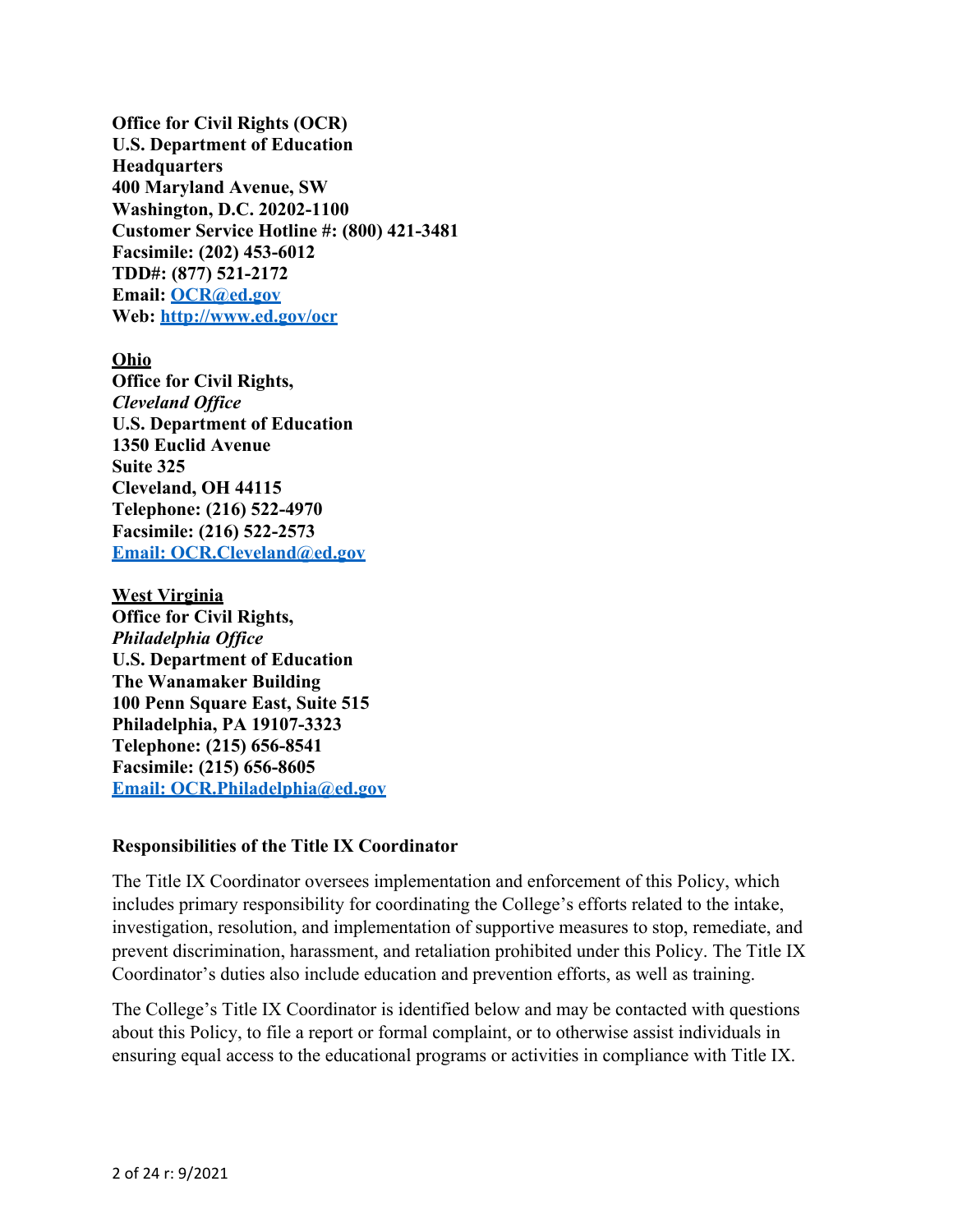**Office for Civil Rights (OCR)**
**U.S. Department of Education**
**Headquarters**
**400 Maryland Avenue, SW**
**Washington, D.C. 20202-1100**
**Customer Service Hotline #: (800) 421-3481**
**Facsimile: (202) 453-6012**
**TDD#: (877) 521-2172**
**Email: [OCR@ed.gov](mailto:OCR@ed.gov)**
**Web: [http://www.ed.gov/ocr](http://www.ed.gov/ocr)**

**Ohio**
**Office for Civil Rights,**
***Cleveland Office***
**U.S. Department of Education**
**1350 Euclid Avenue**
**Suite 325**
**Cleveland, OH 44115**
**Telephone: (216) 522-4970**
**Facsimile: (216) 522-2573**
**[Email: OCR.Cleveland@ed.gov](mailto:OCR.Cleveland@ed.gov)**

**West Virginia**
**Office for Civil Rights,**
***Philadelphia Office***
**U.S. Department of Education**
**The Wanamaker Building**
**100 Penn Square East, Suite 515**
**Philadelphia, PA 19107-3323**
**Telephone: (215) 656-8541**
**Facsimile: (215) 656-8605**
**[Email: OCR.Philadelphia@ed.gov](mailto:OCR.Philadelphia@ed.gov)**

### Responsibilities of the Title IX Coordinator

The Title IX Coordinator oversees implementation and enforcement of this Policy, which includes primary responsibility for coordinating the College's efforts related to the intake, investigation, resolution, and implementation of supportive measures to stop, remediate, and prevent discrimination, harassment, and retaliation prohibited under this Policy. The Title IX Coordinator's duties also include education and prevention efforts, as well as training.

The College's Title IX Coordinator is identified below and may be contacted with questions about this Policy, to file a report or formal complaint, or to otherwise assist individuals in ensuring equal access to the educational programs or activities in compliance with Title IX.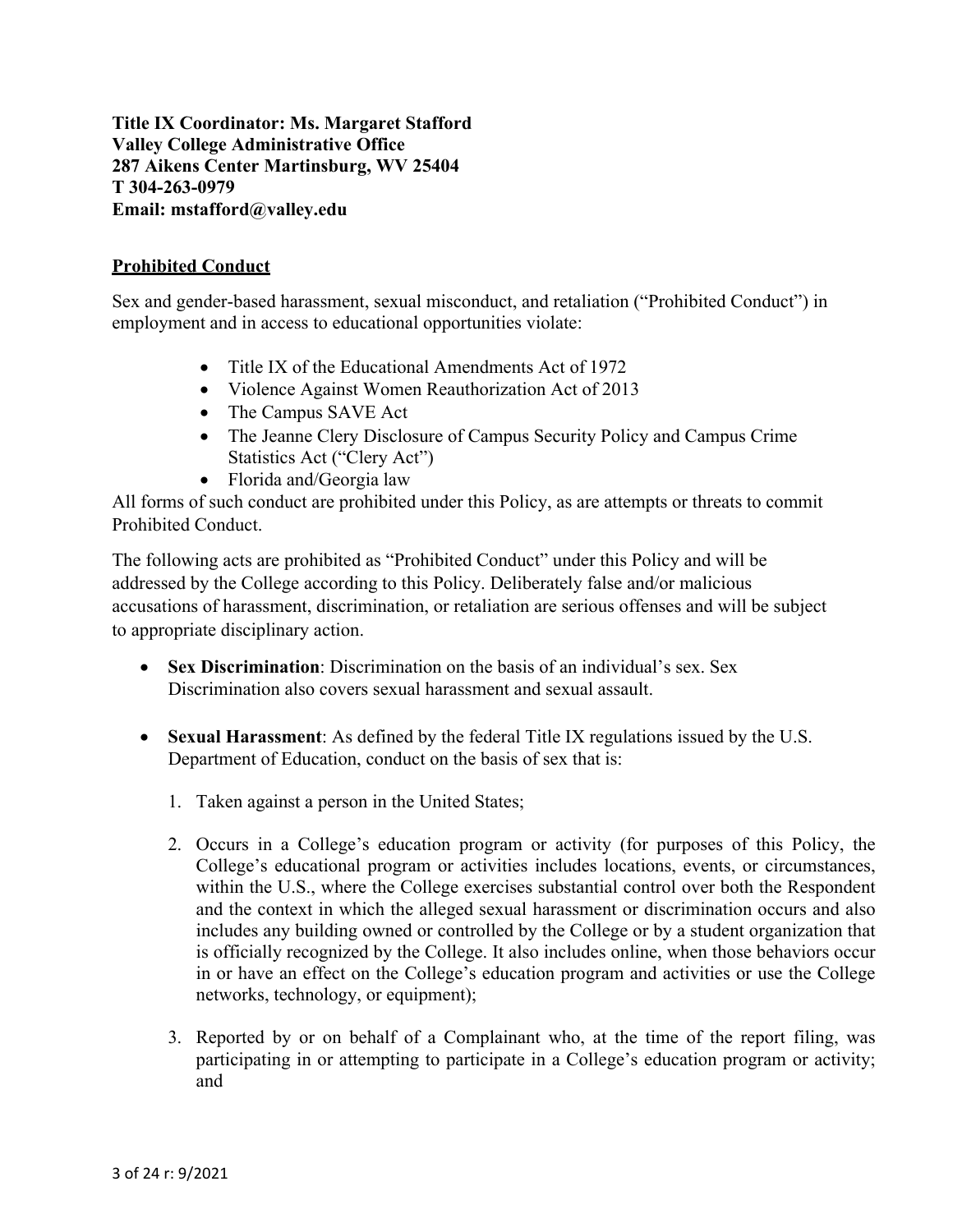**Title IX Coordinator: Ms. Margaret Stafford**
**Valley College Administrative Office**
**287 Aikens Center Martinsburg, WV 25404**
**T 304-263-0979**
**Email: mstafford@valley.edu**

## Prohibited Conduct

Sex and gender-based harassment, sexual misconduct, and retaliation ("Prohibited Conduct") in employment and in access to educational opportunities violate:

- Title IX of the Educational Amendments Act of 1972
- Violence Against Women Reauthorization Act of 2013
- The Campus SAVE Act
- The Jeanne Clery Disclosure of Campus Security Policy and Campus Crime Statistics Act ("Clery Act")
- Florida and/Georgia law

All forms of such conduct are prohibited under this Policy, as are attempts or threats to commit Prohibited Conduct.

The following acts are prohibited as "Prohibited Conduct" under this Policy and will be addressed by the College according to this Policy. Deliberately false and/or malicious accusations of harassment, discrimination, or retaliation are serious offenses and will be subject to appropriate disciplinary action.

- **Sex Discrimination**: Discrimination on the basis of an individual's sex. Sex Discrimination also covers sexual harassment and sexual assault.

- **Sexual Harassment**: As defined by the federal Title IX regulations issued by the U.S. Department of Education, conduct on the basis of sex that is:

  1. Taken against a person in the United States;

  2. Occurs in a College's education program or activity (for purposes of this Policy, the College's educational program or activities includes locations, events, or circumstances, within the U.S., where the College exercises substantial control over both the Respondent and the context in which the alleged sexual harassment or discrimination occurs and also includes any building owned or controlled by the College or by a student organization that is officially recognized by the College. It also includes online, when those behaviors occur in or have an effect on the College's education program and activities or use the College networks, technology, or equipment);

  3. Reported by or on behalf of a Complainant who, at the time of the report filing, was participating in or attempting to participate in a College's education program or activity; and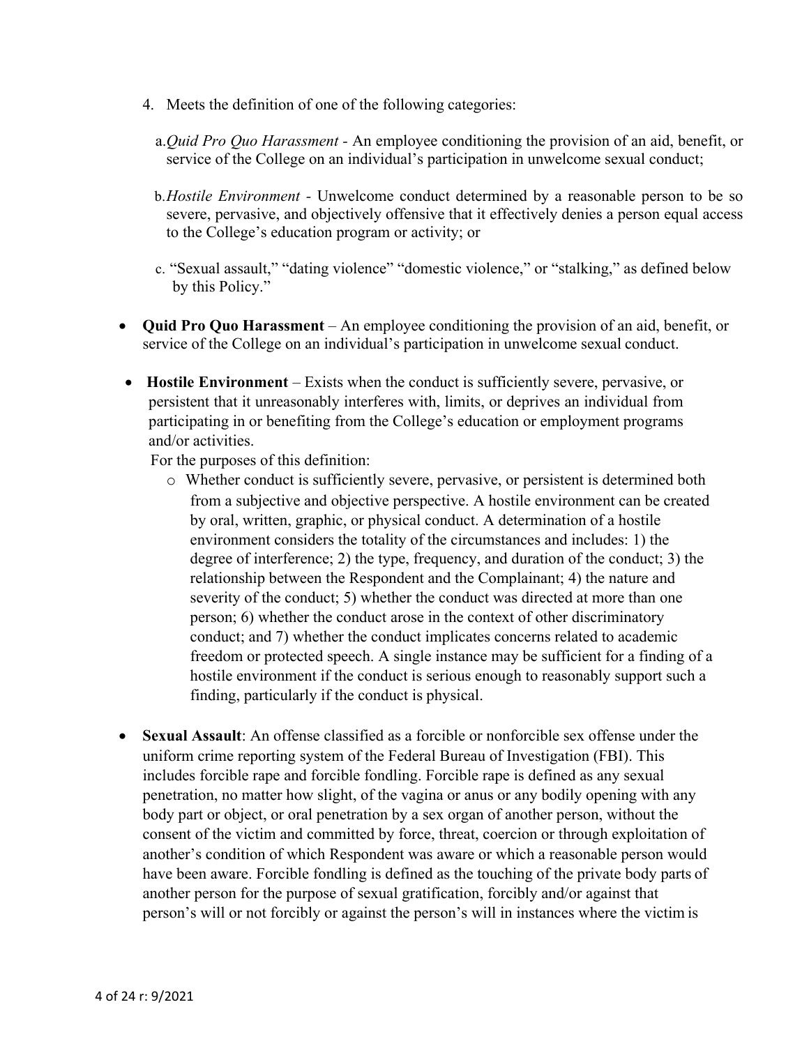4. Meets the definition of one of the following categories:

   a. *Quid Pro Quo Harassment* - An employee conditioning the provision of an aid, benefit, or service of the College on an individual's participation in unwelcome sexual conduct;

   b. *Hostile Environment* - Unwelcome conduct determined by a reasonable person to be so severe, pervasive, and objectively offensive that it effectively denies a person equal access to the College's education program or activity; or

   c. "Sexual assault," "dating violence" "domestic violence," or "stalking," as defined below by this Policy."

- **Quid Pro Quo Harassment** – An employee conditioning the provision of an aid, benefit, or service of the College on an individual's participation in unwelcome sexual conduct.

- **Hostile Environment** – Exists when the conduct is sufficiently severe, pervasive, or persistent that it unreasonably interferes with, limits, or deprives an individual from participating in or benefiting from the College's education or employment programs and/or activities.

  For the purposes of this definition:

  - Whether conduct is sufficiently severe, pervasive, or persistent is determined both from a subjective and objective perspective. A hostile environment can be created by oral, written, graphic, or physical conduct. A determination of a hostile environment considers the totality of the circumstances and includes: 1) the degree of interference; 2) the type, frequency, and duration of the conduct; 3) the relationship between the Respondent and the Complainant; 4) the nature and severity of the conduct; 5) whether the conduct was directed at more than one person; 6) whether the conduct arose in the context of other discriminatory conduct; and 7) whether the conduct implicates concerns related to academic freedom or protected speech. A single instance may be sufficient for a finding of a hostile environment if the conduct is serious enough to reasonably support such a finding, particularly if the conduct is physical.

- **Sexual Assault**: An offense classified as a forcible or nonforcible sex offense under the uniform crime reporting system of the Federal Bureau of Investigation (FBI). This includes forcible rape and forcible fondling. Forcible rape is defined as any sexual penetration, no matter how slight, of the vagina or anus or any bodily opening with any body part or object, or oral penetration by a sex organ of another person, without the consent of the victim and committed by force, threat, coercion or through exploitation of another's condition of which Respondent was aware or which a reasonable person would have been aware. Forcible fondling is defined as the touching of the private body parts of another person for the purpose of sexual gratification, forcibly and/or against that person's will or not forcibly or against the person's will in instances where the victim is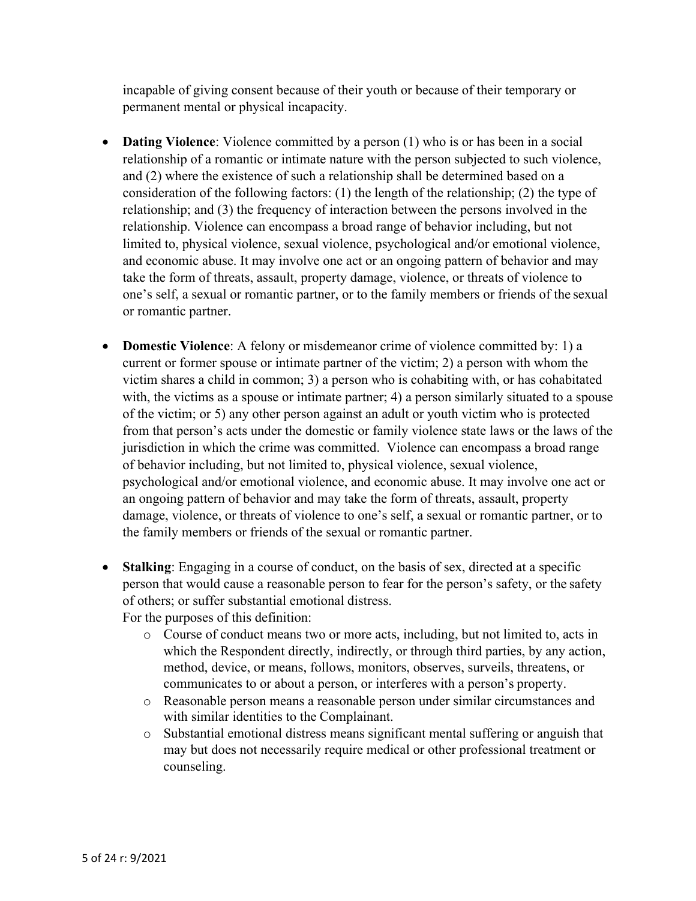incapable of giving consent because of their youth or because of their temporary or permanent mental or physical incapacity.

- **Dating Violence**: Violence committed by a person (1) who is or has been in a social relationship of a romantic or intimate nature with the person subjected to such violence, and (2) where the existence of such a relationship shall be determined based on a consideration of the following factors: (1) the length of the relationship; (2) the type of relationship; and (3) the frequency of interaction between the persons involved in the relationship. Violence can encompass a broad range of behavior including, but not limited to, physical violence, sexual violence, psychological and/or emotional violence, and economic abuse. It may involve one act or an ongoing pattern of behavior and may take the form of threats, assault, property damage, violence, or threats of violence to one's self, a sexual or romantic partner, or to the family members or friends of the sexual or romantic partner.

- **Domestic Violence**: A felony or misdemeanor crime of violence committed by: 1) a current or former spouse or intimate partner of the victim; 2) a person with whom the victim shares a child in common; 3) a person who is cohabiting with, or has cohabitated with, the victims as a spouse or intimate partner; 4) a person similarly situated to a spouse of the victim; or 5) any other person against an adult or youth victim who is protected from that person's acts under the domestic or family violence state laws or the laws of the jurisdiction in which the crime was committed. Violence can encompass a broad range of behavior including, but not limited to, physical violence, sexual violence, psychological and/or emotional violence, and economic abuse. It may involve one act or an ongoing pattern of behavior and may take the form of threats, assault, property damage, violence, or threats of violence to one's self, a sexual or romantic partner, or to the family members or friends of the sexual or romantic partner.

- **Stalking**: Engaging in a course of conduct, on the basis of sex, directed at a specific person that would cause a reasonable person to fear for the person's safety, or the safety of others; or suffer substantial emotional distress.
  For the purposes of this definition:
  - Course of conduct means two or more acts, including, but not limited to, acts in which the Respondent directly, indirectly, or through third parties, by any action, method, device, or means, follows, monitors, observes, surveils, threatens, or communicates to or about a person, or interferes with a person's property.
  - Reasonable person means a reasonable person under similar circumstances and with similar identities to the Complainant.
  - Substantial emotional distress means significant mental suffering or anguish that may but does not necessarily require medical or other professional treatment or counseling.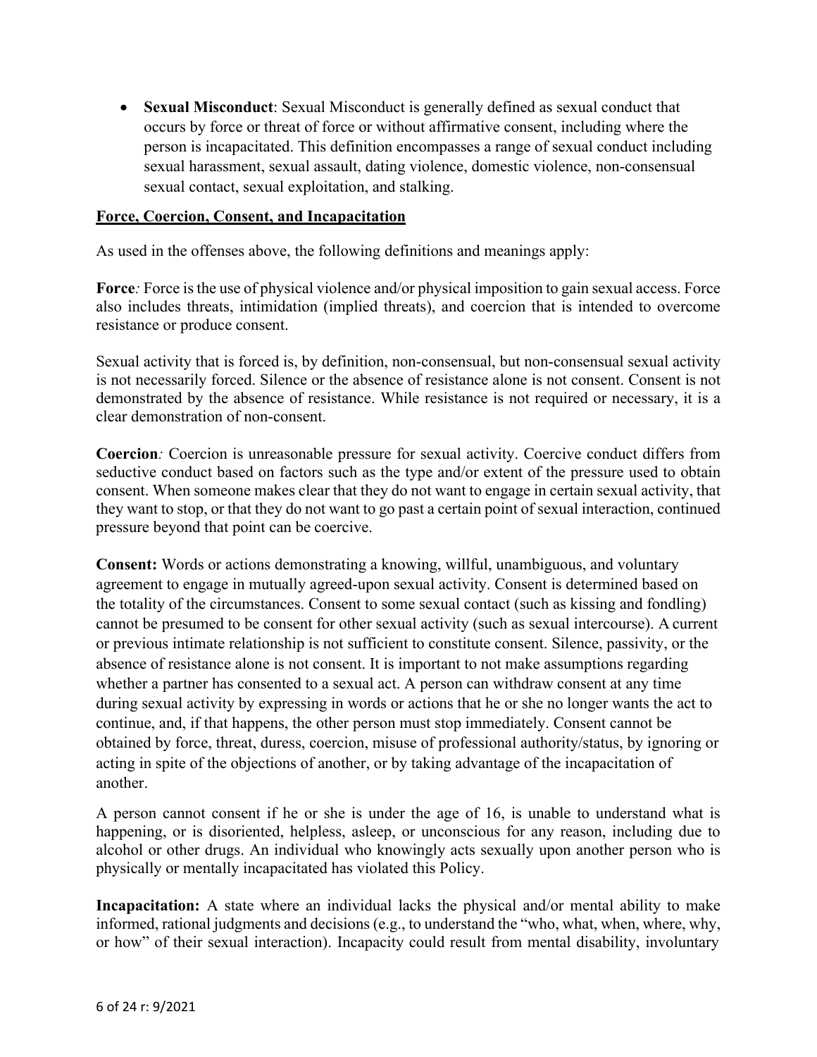- **Sexual Misconduct**: Sexual Misconduct is generally defined as sexual conduct that occurs by force or threat of force or without affirmative consent, including where the person is incapacitated. This definition encompasses a range of sexual conduct including sexual harassment, sexual assault, dating violence, domestic violence, non-consensual sexual contact, sexual exploitation, and stalking.

## Force, Coercion, Consent, and Incapacitation

As used in the offenses above, the following definitions and meanings apply:

**Force***:* Force is the use of physical violence and/or physical imposition to gain sexual access. Force also includes threats, intimidation (implied threats), and coercion that is intended to overcome resistance or produce consent.

Sexual activity that is forced is, by definition, non-consensual, but non-consensual sexual activity is not necessarily forced. Silence or the absence of resistance alone is not consent. Consent is not demonstrated by the absence of resistance. While resistance is not required or necessary, it is a clear demonstration of non-consent.

**Coercion***:* Coercion is unreasonable pressure for sexual activity. Coercive conduct differs from seductive conduct based on factors such as the type and/or extent of the pressure used to obtain consent. When someone makes clear that they do not want to engage in certain sexual activity, that they want to stop, or that they do not want to go past a certain point of sexual interaction, continued pressure beyond that point can be coercive.

**Consent:** Words or actions demonstrating a knowing, willful, unambiguous, and voluntary agreement to engage in mutually agreed-upon sexual activity. Consent is determined based on the totality of the circumstances. Consent to some sexual contact (such as kissing and fondling) cannot be presumed to be consent for other sexual activity (such as sexual intercourse). A current or previous intimate relationship is not sufficient to constitute consent. Silence, passivity, or the absence of resistance alone is not consent. It is important to not make assumptions regarding whether a partner has consented to a sexual act. A person can withdraw consent at any time during sexual activity by expressing in words or actions that he or she no longer wants the act to continue, and, if that happens, the other person must stop immediately. Consent cannot be obtained by force, threat, duress, coercion, misuse of professional authority/status, by ignoring or acting in spite of the objections of another, or by taking advantage of the incapacitation of another.

A person cannot consent if he or she is under the age of 16, is unable to understand what is happening, or is disoriented, helpless, asleep, or unconscious for any reason, including due to alcohol or other drugs. An individual who knowingly acts sexually upon another person who is physically or mentally incapacitated has violated this Policy.

**Incapacitation:** A state where an individual lacks the physical and/or mental ability to make informed, rational judgments and decisions (e.g., to understand the "who, what, when, where, why, or how" of their sexual interaction). Incapacity could result from mental disability, involuntary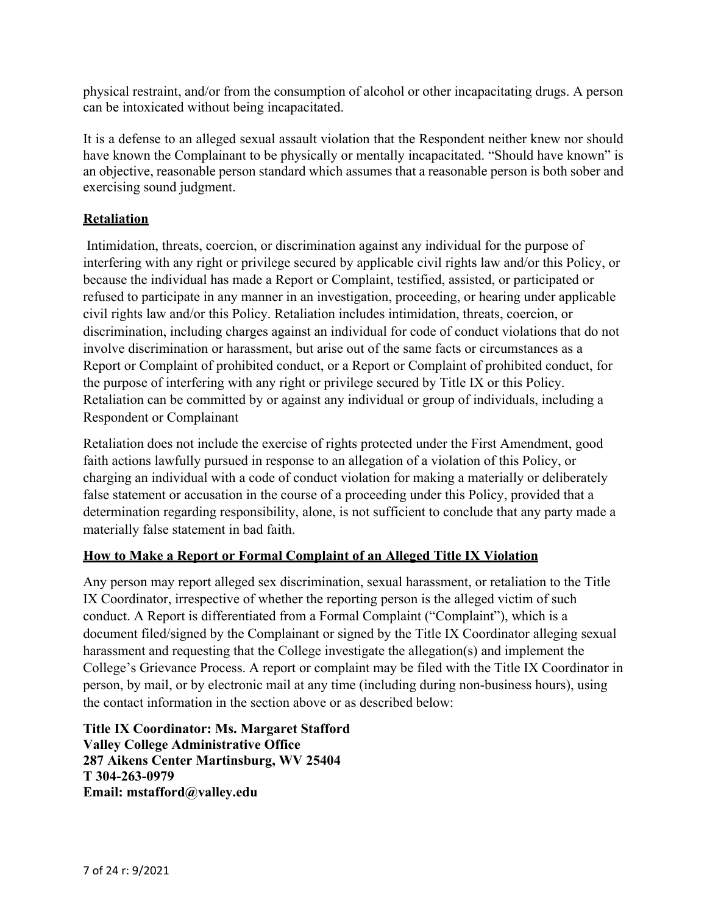physical restraint, and/or from the consumption of alcohol or other incapacitating drugs. A person can be intoxicated without being incapacitated.

It is a defense to an alleged sexual assault violation that the Respondent neither knew nor should have known the Complainant to be physically or mentally incapacitated. "Should have known" is an objective, reasonable person standard which assumes that a reasonable person is both sober and exercising sound judgment.

## Retaliation

Intimidation, threats, coercion, or discrimination against any individual for the purpose of interfering with any right or privilege secured by applicable civil rights law and/or this Policy, or because the individual has made a Report or Complaint, testified, assisted, or participated or refused to participate in any manner in an investigation, proceeding, or hearing under applicable civil rights law and/or this Policy. Retaliation includes intimidation, threats, coercion, or discrimination, including charges against an individual for code of conduct violations that do not involve discrimination or harassment, but arise out of the same facts or circumstances as a Report or Complaint of prohibited conduct, or a Report or Complaint of prohibited conduct, for the purpose of interfering with any right or privilege secured by Title IX or this Policy. Retaliation can be committed by or against any individual or group of individuals, including a Respondent or Complainant

Retaliation does not include the exercise of rights protected under the First Amendment, good faith actions lawfully pursued in response to an allegation of a violation of this Policy, or charging an individual with a code of conduct violation for making a materially or deliberately false statement or accusation in the course of a proceeding under this Policy, provided that a determination regarding responsibility, alone, is not sufficient to conclude that any party made a materially false statement in bad faith.

## How to Make a Report or Formal Complaint of an Alleged Title IX Violation

Any person may report alleged sex discrimination, sexual harassment, or retaliation to the Title IX Coordinator, irrespective of whether the reporting person is the alleged victim of such conduct. A Report is differentiated from a Formal Complaint ("Complaint"), which is a document filed/signed by the Complainant or signed by the Title IX Coordinator alleging sexual harassment and requesting that the College investigate the allegation(s) and implement the College's Grievance Process. A report or complaint may be filed with the Title IX Coordinator in person, by mail, or by electronic mail at any time (including during non-business hours), using the contact information in the section above or as described below:

**Title IX Coordinator: Ms. Margaret Stafford**
**Valley College Administrative Office**
**287 Aikens Center Martinsburg, WV 25404**
**T 304-263-0979**
**Email: mstafford@valley.edu**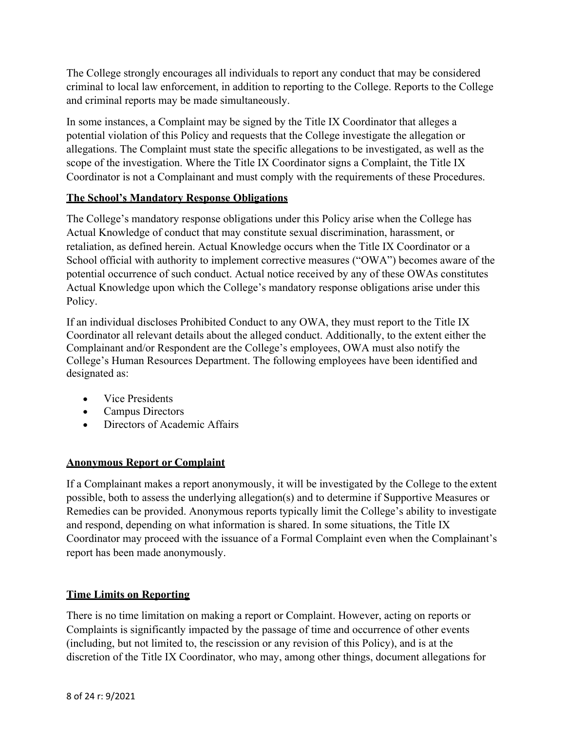The College strongly encourages all individuals to report any conduct that may be considered criminal to local law enforcement, in addition to reporting to the College. Reports to the College and criminal reports may be made simultaneously.

In some instances, a Complaint may be signed by the Title IX Coordinator that alleges a potential violation of this Policy and requests that the College investigate the allegation or allegations. The Complaint must state the specific allegations to be investigated, as well as the scope of the investigation. Where the Title IX Coordinator signs a Complaint, the Title IX Coordinator is not a Complainant and must comply with the requirements of these Procedures.

**The School's Mandatory Response Obligations**

The College's mandatory response obligations under this Policy arise when the College has Actual Knowledge of conduct that may constitute sexual discrimination, harassment, or retaliation, as defined herein. Actual Knowledge occurs when the Title IX Coordinator or a School official with authority to implement corrective measures ("OWA") becomes aware of the potential occurrence of such conduct. Actual notice received by any of these OWAs constitutes Actual Knowledge upon which the College's mandatory response obligations arise under this Policy.

If an individual discloses Prohibited Conduct to any OWA, they must report to the Title IX Coordinator all relevant details about the alleged conduct. Additionally, to the extent either the Complainant and/or Respondent are the College's employees, OWA must also notify the College's Human Resources Department. The following employees have been identified and designated as:

- Vice Presidents
- Campus Directors
- Directors of Academic Affairs

**Anonymous Report or Complaint**

If a Complainant makes a report anonymously, it will be investigated by the College to the extent possible, both to assess the underlying allegation(s) and to determine if Supportive Measures or Remedies can be provided. Anonymous reports typically limit the College's ability to investigate and respond, depending on what information is shared. In some situations, the Title IX Coordinator may proceed with the issuance of a Formal Complaint even when the Complainant's report has been made anonymously.

**Time Limits on Reporting**

There is no time limitation on making a report or Complaint. However, acting on reports or Complaints is significantly impacted by the passage of time and occurrence of other events (including, but not limited to, the rescission or any revision of this Policy), and is at the discretion of the Title IX Coordinator, who may, among other things, document allegations for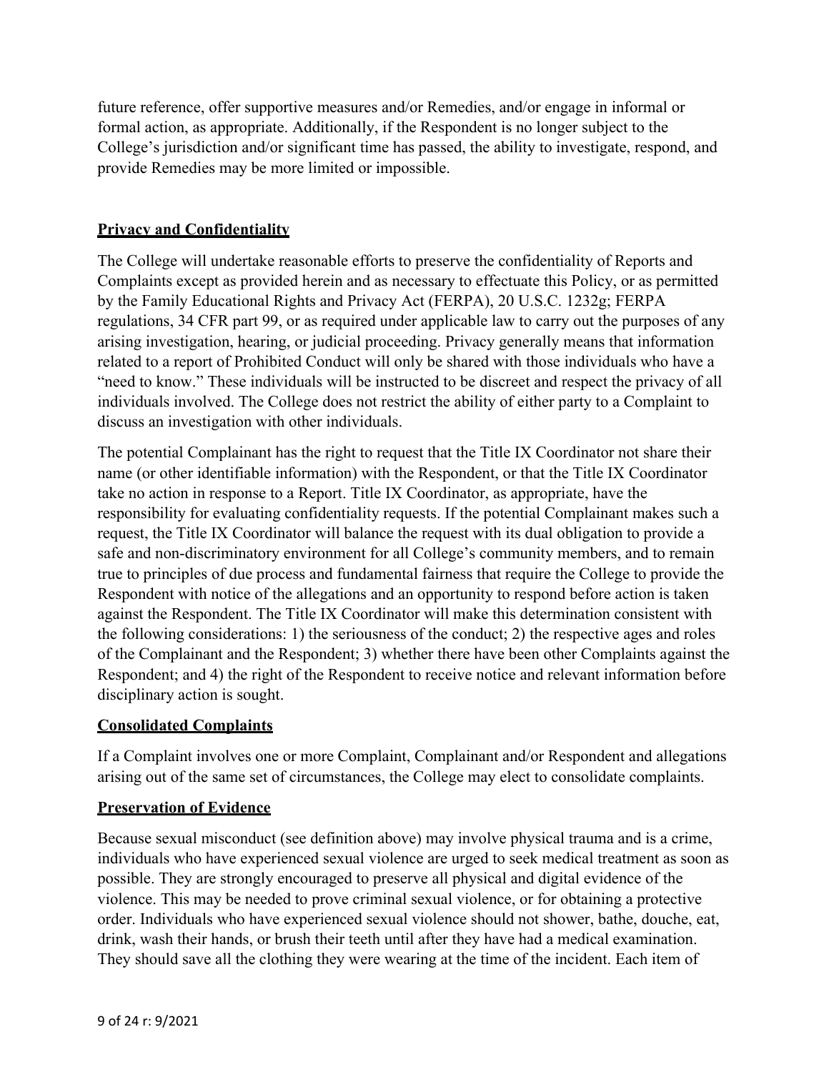future reference, offer supportive measures and/or Remedies, and/or engage in informal or formal action, as appropriate. Additionally, if the Respondent is no longer subject to the College's jurisdiction and/or significant time has passed, the ability to investigate, respond, and provide Remedies may be more limited or impossible.

## Privacy and Confidentiality

The College will undertake reasonable efforts to preserve the confidentiality of Reports and Complaints except as provided herein and as necessary to effectuate this Policy, or as permitted by the Family Educational Rights and Privacy Act (FERPA), 20 U.S.C. 1232g; FERPA regulations, 34 CFR part 99, or as required under applicable law to carry out the purposes of any arising investigation, hearing, or judicial proceeding. Privacy generally means that information related to a report of Prohibited Conduct will only be shared with those individuals who have a "need to know." These individuals will be instructed to be discreet and respect the privacy of all individuals involved. The College does not restrict the ability of either party to a Complaint to discuss an investigation with other individuals.

The potential Complainant has the right to request that the Title IX Coordinator not share their name (or other identifiable information) with the Respondent, or that the Title IX Coordinator take no action in response to a Report. Title IX Coordinator, as appropriate, have the responsibility for evaluating confidentiality requests. If the potential Complainant makes such a request, the Title IX Coordinator will balance the request with its dual obligation to provide a safe and non-discriminatory environment for all College's community members, and to remain true to principles of due process and fundamental fairness that require the College to provide the Respondent with notice of the allegations and an opportunity to respond before action is taken against the Respondent. The Title IX Coordinator will make this determination consistent with the following considerations: 1) the seriousness of the conduct; 2) the respective ages and roles of the Complainant and the Respondent; 3) whether there have been other Complaints against the Respondent; and 4) the right of the Respondent to receive notice and relevant information before disciplinary action is sought.

## Consolidated Complaints

If a Complaint involves one or more Complaint, Complainant and/or Respondent and allegations arising out of the same set of circumstances, the College may elect to consolidate complaints.

## Preservation of Evidence

Because sexual misconduct (see definition above) may involve physical trauma and is a crime, individuals who have experienced sexual violence are urged to seek medical treatment as soon as possible. They are strongly encouraged to preserve all physical and digital evidence of the violence. This may be needed to prove criminal sexual violence, or for obtaining a protective order. Individuals who have experienced sexual violence should not shower, bathe, douche, eat, drink, wash their hands, or brush their teeth until after they have had a medical examination. They should save all the clothing they were wearing at the time of the incident. Each item of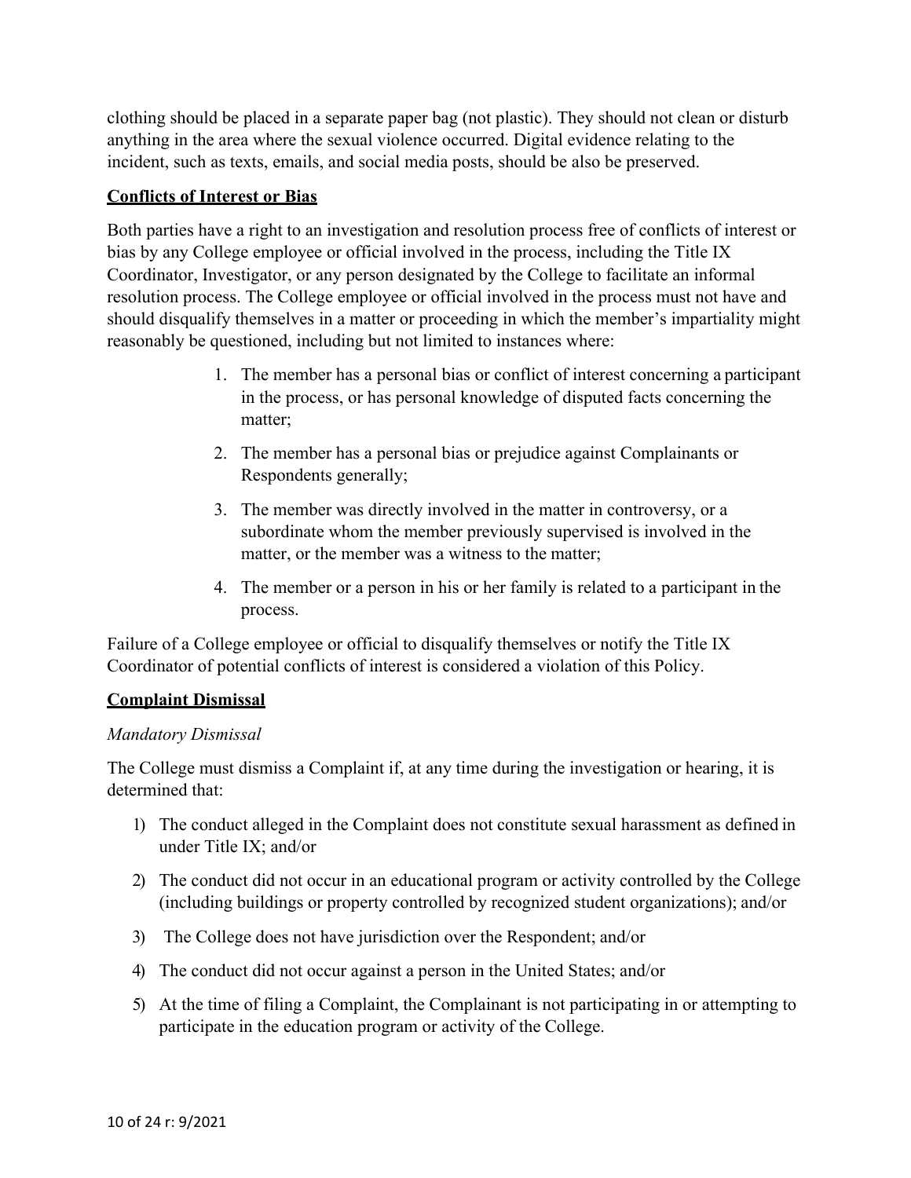clothing should be placed in a separate paper bag (not plastic). They should not clean or disturb anything in the area where the sexual violence occurred. Digital evidence relating to the incident, such as texts, emails, and social media posts, should be also be preserved.

## **Conflicts of Interest or Bias**

Both parties have a right to an investigation and resolution process free of conflicts of interest or bias by any College employee or official involved in the process, including the Title IX Coordinator, Investigator, or any person designated by the College to facilitate an informal resolution process. The College employee or official involved in the process must not have and should disqualify themselves in a matter or proceeding in which the member's impartiality might reasonably be questioned, including but not limited to instances where:

1. The member has a personal bias or conflict of interest concerning a participant in the process, or has personal knowledge of disputed facts concerning the matter;
2. The member has a personal bias or prejudice against Complainants or Respondents generally;
3. The member was directly involved in the matter in controversy, or a subordinate whom the member previously supervised is involved in the matter, or the member was a witness to the matter;
4. The member or a person in his or her family is related to a participant in the process.

Failure of a College employee or official to disqualify themselves or notify the Title IX Coordinator of potential conflicts of interest is considered a violation of this Policy.

## **Complaint Dismissal**

### *Mandatory Dismissal*

The College must dismiss a Complaint if, at any time during the investigation or hearing, it is determined that:

1) The conduct alleged in the Complaint does not constitute sexual harassment as defined in under Title IX; and/or
2) The conduct did not occur in an educational program or activity controlled by the College (including buildings or property controlled by recognized student organizations); and/or
3) The College does not have jurisdiction over the Respondent; and/or
4) The conduct did not occur against a person in the United States; and/or
5) At the time of filing a Complaint, the Complainant is not participating in or attempting to participate in the education program or activity of the College.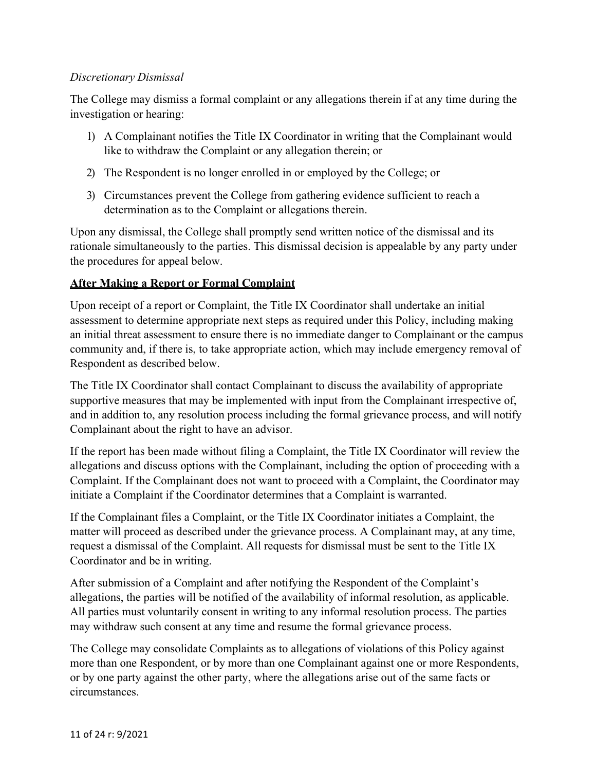*Discretionary Dismissal*

The College may dismiss a formal complaint or any allegations therein if at any time during the investigation or hearing:

1) A Complainant notifies the Title IX Coordinator in writing that the Complainant would like to withdraw the Complaint or any allegation therein; or
2) The Respondent is no longer enrolled in or employed by the College; or
3) Circumstances prevent the College from gathering evidence sufficient to reach a determination as to the Complaint or allegations therein.

Upon any dismissal, the College shall promptly send written notice of the dismissal and its rationale simultaneously to the parties. This dismissal decision is appealable by any party under the procedures for appeal below.

**After Making a Report or Formal Complaint**

Upon receipt of a report or Complaint, the Title IX Coordinator shall undertake an initial assessment to determine appropriate next steps as required under this Policy, including making an initial threat assessment to ensure there is no immediate danger to Complainant or the campus community and, if there is, to take appropriate action, which may include emergency removal of Respondent as described below.

The Title IX Coordinator shall contact Complainant to discuss the availability of appropriate supportive measures that may be implemented with input from the Complainant irrespective of, and in addition to, any resolution process including the formal grievance process, and will notify Complainant about the right to have an advisor.

If the report has been made without filing a Complaint, the Title IX Coordinator will review the allegations and discuss options with the Complainant, including the option of proceeding with a Complaint. If the Complainant does not want to proceed with a Complaint, the Coordinator may initiate a Complaint if the Coordinator determines that a Complaint is warranted.

If the Complainant files a Complaint, or the Title IX Coordinator initiates a Complaint, the matter will proceed as described under the grievance process. A Complainant may, at any time, request a dismissal of the Complaint. All requests for dismissal must be sent to the Title IX Coordinator and be in writing.

After submission of a Complaint and after notifying the Respondent of the Complaint's allegations, the parties will be notified of the availability of informal resolution, as applicable. All parties must voluntarily consent in writing to any informal resolution process. The parties may withdraw such consent at any time and resume the formal grievance process.

The College may consolidate Complaints as to allegations of violations of this Policy against more than one Respondent, or by more than one Complainant against one or more Respondents, or by one party against the other party, where the allegations arise out of the same facts or circumstances.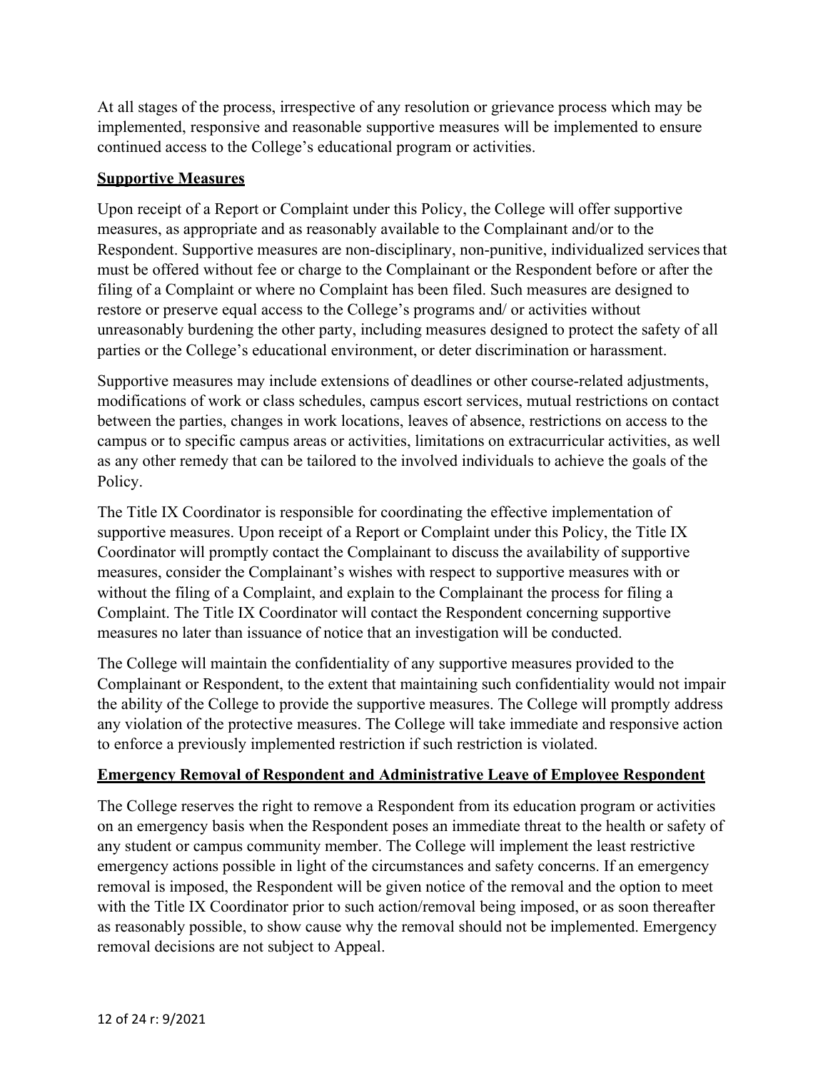At all stages of the process, irrespective of any resolution or grievance process which may be implemented, responsive and reasonable supportive measures will be implemented to ensure continued access to the College's educational program or activities.

## Supportive Measures

Upon receipt of a Report or Complaint under this Policy, the College will offer supportive measures, as appropriate and as reasonably available to the Complainant and/or to the Respondent. Supportive measures are non-disciplinary, non-punitive, individualized services that must be offered without fee or charge to the Complainant or the Respondent before or after the filing of a Complaint or where no Complaint has been filed. Such measures are designed to restore or preserve equal access to the College's programs and/ or activities without unreasonably burdening the other party, including measures designed to protect the safety of all parties or the College's educational environment, or deter discrimination or harassment.

Supportive measures may include extensions of deadlines or other course-related adjustments, modifications of work or class schedules, campus escort services, mutual restrictions on contact between the parties, changes in work locations, leaves of absence, restrictions on access to the campus or to specific campus areas or activities, limitations on extracurricular activities, as well as any other remedy that can be tailored to the involved individuals to achieve the goals of the Policy.

The Title IX Coordinator is responsible for coordinating the effective implementation of supportive measures. Upon receipt of a Report or Complaint under this Policy, the Title IX Coordinator will promptly contact the Complainant to discuss the availability of supportive measures, consider the Complainant's wishes with respect to supportive measures with or without the filing of a Complaint, and explain to the Complainant the process for filing a Complaint. The Title IX Coordinator will contact the Respondent concerning supportive measures no later than issuance of notice that an investigation will be conducted.

The College will maintain the confidentiality of any supportive measures provided to the Complainant or Respondent, to the extent that maintaining such confidentiality would not impair the ability of the College to provide the supportive measures. The College will promptly address any violation of the protective measures. The College will take immediate and responsive action to enforce a previously implemented restriction if such restriction is violated.

## Emergency Removal of Respondent and Administrative Leave of Employee Respondent

The College reserves the right to remove a Respondent from its education program or activities on an emergency basis when the Respondent poses an immediate threat to the health or safety of any student or campus community member. The College will implement the least restrictive emergency actions possible in light of the circumstances and safety concerns. If an emergency removal is imposed, the Respondent will be given notice of the removal and the option to meet with the Title IX Coordinator prior to such action/removal being imposed, or as soon thereafter as reasonably possible, to show cause why the removal should not be implemented. Emergency removal decisions are not subject to Appeal.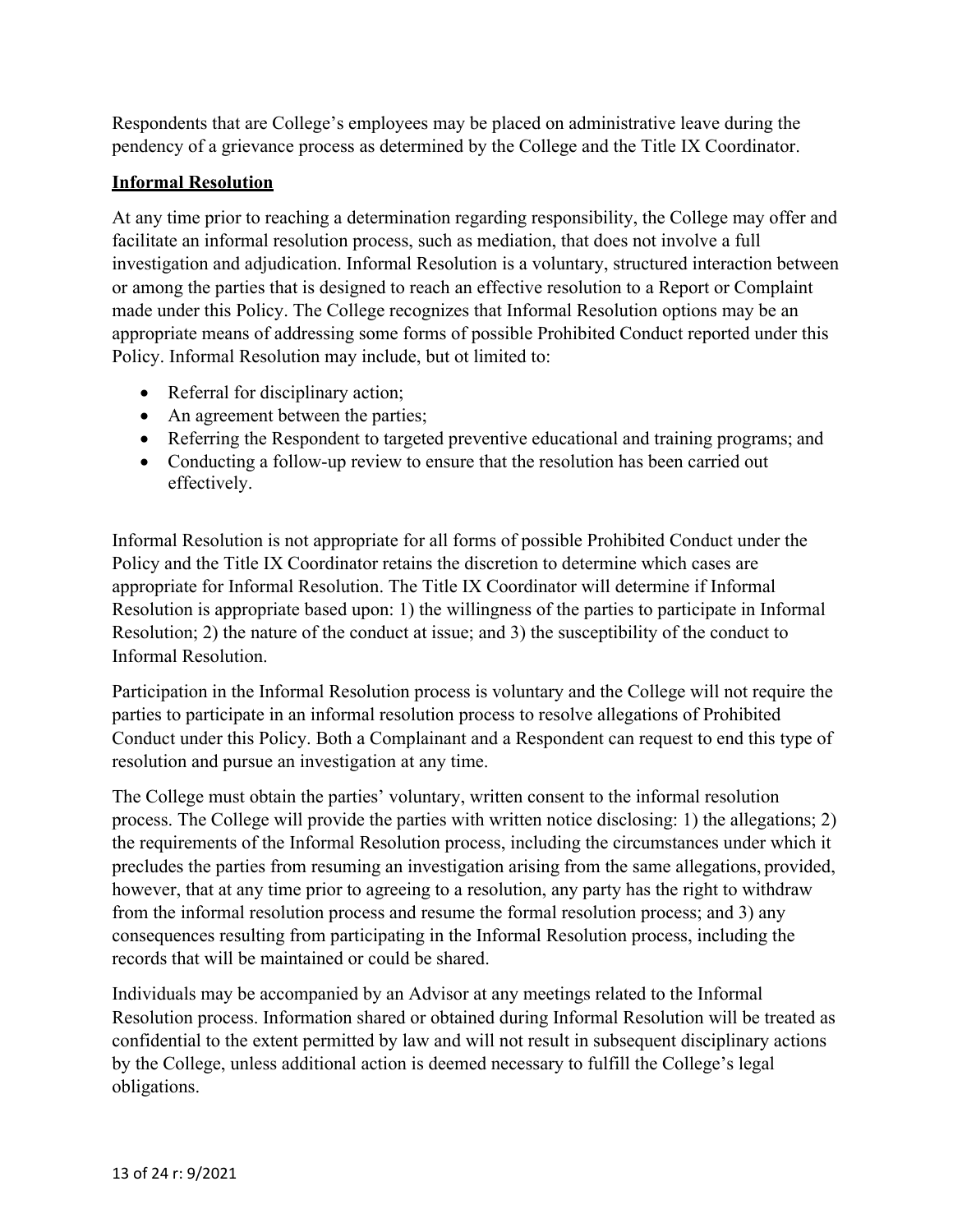Respondents that are College's employees may be placed on administrative leave during the pendency of a grievance process as determined by the College and the Title IX Coordinator.

**Informal Resolution**

At any time prior to reaching a determination regarding responsibility, the College may offer and facilitate an informal resolution process, such as mediation, that does not involve a full investigation and adjudication. Informal Resolution is a voluntary, structured interaction between or among the parties that is designed to reach an effective resolution to a Report or Complaint made under this Policy. The College recognizes that Informal Resolution options may be an appropriate means of addressing some forms of possible Prohibited Conduct reported under this Policy. Informal Resolution may include, but ot limited to:

- Referral for disciplinary action;
- An agreement between the parties;
- Referring the Respondent to targeted preventive educational and training programs; and
- Conducting a follow-up review to ensure that the resolution has been carried out effectively.

Informal Resolution is not appropriate for all forms of possible Prohibited Conduct under the Policy and the Title IX Coordinator retains the discretion to determine which cases are appropriate for Informal Resolution. The Title IX Coordinator will determine if Informal Resolution is appropriate based upon: 1) the willingness of the parties to participate in Informal Resolution; 2) the nature of the conduct at issue; and 3) the susceptibility of the conduct to Informal Resolution.

Participation in the Informal Resolution process is voluntary and the College will not require the parties to participate in an informal resolution process to resolve allegations of Prohibited Conduct under this Policy. Both a Complainant and a Respondent can request to end this type of resolution and pursue an investigation at any time.

The College must obtain the parties' voluntary, written consent to the informal resolution process. The College will provide the parties with written notice disclosing: 1) the allegations; 2) the requirements of the Informal Resolution process, including the circumstances under which it precludes the parties from resuming an investigation arising from the same allegations, provided, however, that at any time prior to agreeing to a resolution, any party has the right to withdraw from the informal resolution process and resume the formal resolution process; and 3) any consequences resulting from participating in the Informal Resolution process, including the records that will be maintained or could be shared.

Individuals may be accompanied by an Advisor at any meetings related to the Informal Resolution process. Information shared or obtained during Informal Resolution will be treated as confidential to the extent permitted by law and will not result in subsequent disciplinary actions by the College, unless additional action is deemed necessary to fulfill the College's legal obligations.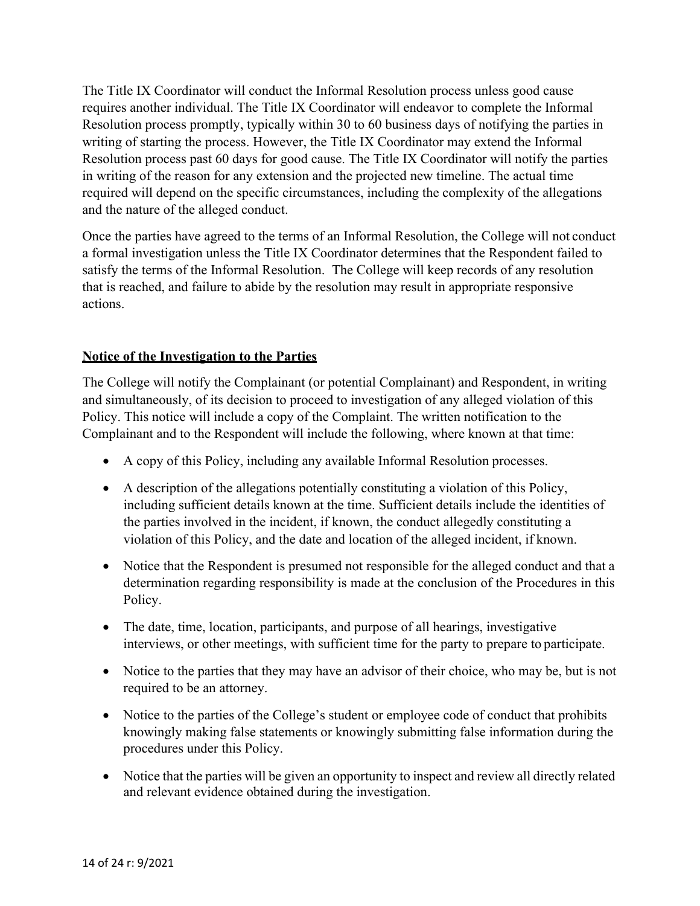The Title IX Coordinator will conduct the Informal Resolution process unless good cause requires another individual. The Title IX Coordinator will endeavor to complete the Informal Resolution process promptly, typically within 30 to 60 business days of notifying the parties in writing of starting the process. However, the Title IX Coordinator may extend the Informal Resolution process past 60 days for good cause. The Title IX Coordinator will notify the parties in writing of the reason for any extension and the projected new timeline. The actual time required will depend on the specific circumstances, including the complexity of the allegations and the nature of the alleged conduct.

Once the parties have agreed to the terms of an Informal Resolution, the College will not conduct a formal investigation unless the Title IX Coordinator determines that the Respondent failed to satisfy the terms of the Informal Resolution. The College will keep records of any resolution that is reached, and failure to abide by the resolution may result in appropriate responsive actions.

## Notice of the Investigation to the Parties

The College will notify the Complainant (or potential Complainant) and Respondent, in writing and simultaneously, of its decision to proceed to investigation of any alleged violation of this Policy. This notice will include a copy of the Complaint. The written notification to the Complainant and to the Respondent will include the following, where known at that time:

- A copy of this Policy, including any available Informal Resolution processes.
- A description of the allegations potentially constituting a violation of this Policy, including sufficient details known at the time. Sufficient details include the identities of the parties involved in the incident, if known, the conduct allegedly constituting a violation of this Policy, and the date and location of the alleged incident, if known.
- Notice that the Respondent is presumed not responsible for the alleged conduct and that a determination regarding responsibility is made at the conclusion of the Procedures in this Policy.
- The date, time, location, participants, and purpose of all hearings, investigative interviews, or other meetings, with sufficient time for the party to prepare to participate.
- Notice to the parties that they may have an advisor of their choice, who may be, but is not required to be an attorney.
- Notice to the parties of the College's student or employee code of conduct that prohibits knowingly making false statements or knowingly submitting false information during the procedures under this Policy.
- Notice that the parties will be given an opportunity to inspect and review all directly related and relevant evidence obtained during the investigation.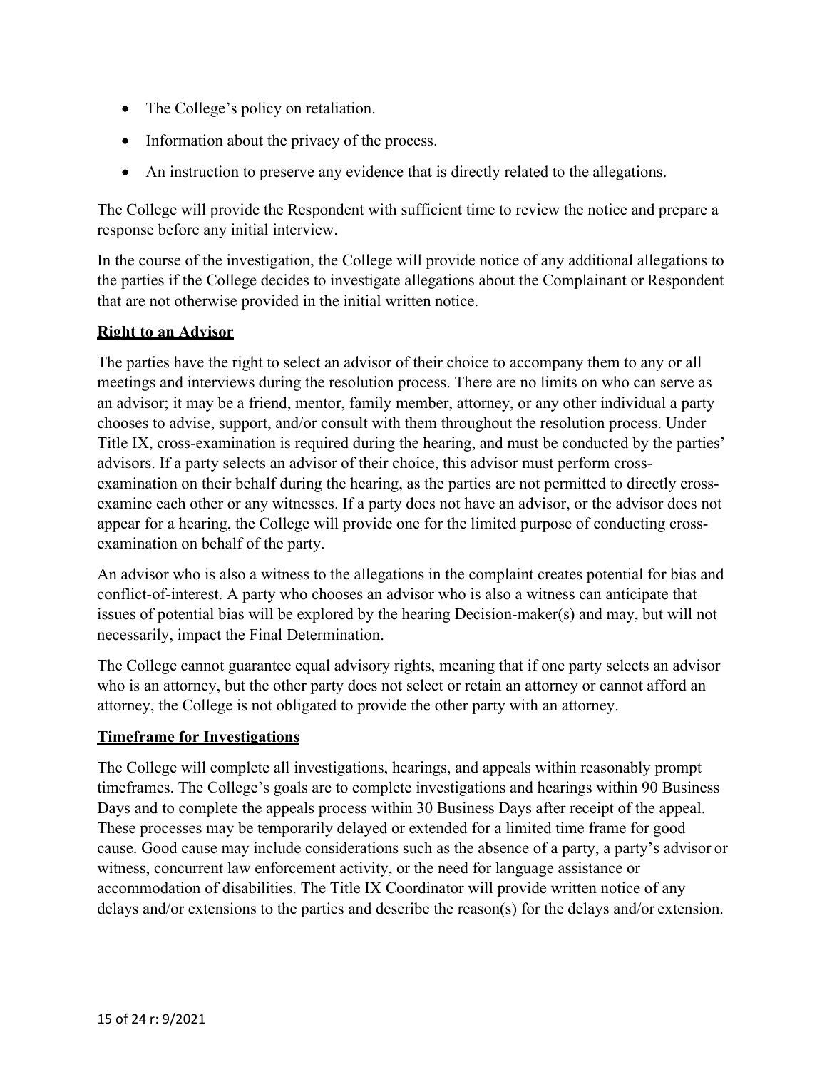- The College's policy on retaliation.
- Information about the privacy of the process.
- An instruction to preserve any evidence that is directly related to the allegations.

The College will provide the Respondent with sufficient time to review the notice and prepare a response before any initial interview.

In the course of the investigation, the College will provide notice of any additional allegations to the parties if the College decides to investigate allegations about the Complainant or Respondent that are not otherwise provided in the initial written notice.

**Right to an Advisor**

The parties have the right to select an advisor of their choice to accompany them to any or all meetings and interviews during the resolution process. There are no limits on who can serve as an advisor; it may be a friend, mentor, family member, attorney, or any other individual a party chooses to advise, support, and/or consult with them throughout the resolution process. Under Title IX, cross-examination is required during the hearing, and must be conducted by the parties' advisors. If a party selects an advisor of their choice, this advisor must perform cross-examination on their behalf during the hearing, as the parties are not permitted to directly cross-examine each other or any witnesses. If a party does not have an advisor, or the advisor does not appear for a hearing, the College will provide one for the limited purpose of conducting cross-examination on behalf of the party.

An advisor who is also a witness to the allegations in the complaint creates potential for bias and conflict-of-interest. A party who chooses an advisor who is also a witness can anticipate that issues of potential bias will be explored by the hearing Decision-maker(s) and may, but will not necessarily, impact the Final Determination.

The College cannot guarantee equal advisory rights, meaning that if one party selects an advisor who is an attorney, but the other party does not select or retain an attorney or cannot afford an attorney, the College is not obligated to provide the other party with an attorney.

**Timeframe for Investigations**

The College will complete all investigations, hearings, and appeals within reasonably prompt timeframes. The College's goals are to complete investigations and hearings within 90 Business Days and to complete the appeals process within 30 Business Days after receipt of the appeal. These processes may be temporarily delayed or extended for a limited time frame for good cause. Good cause may include considerations such as the absence of a party, a party's advisor or witness, concurrent law enforcement activity, or the need for language assistance or accommodation of disabilities. The Title IX Coordinator will provide written notice of any delays and/or extensions to the parties and describe the reason(s) for the delays and/or extension.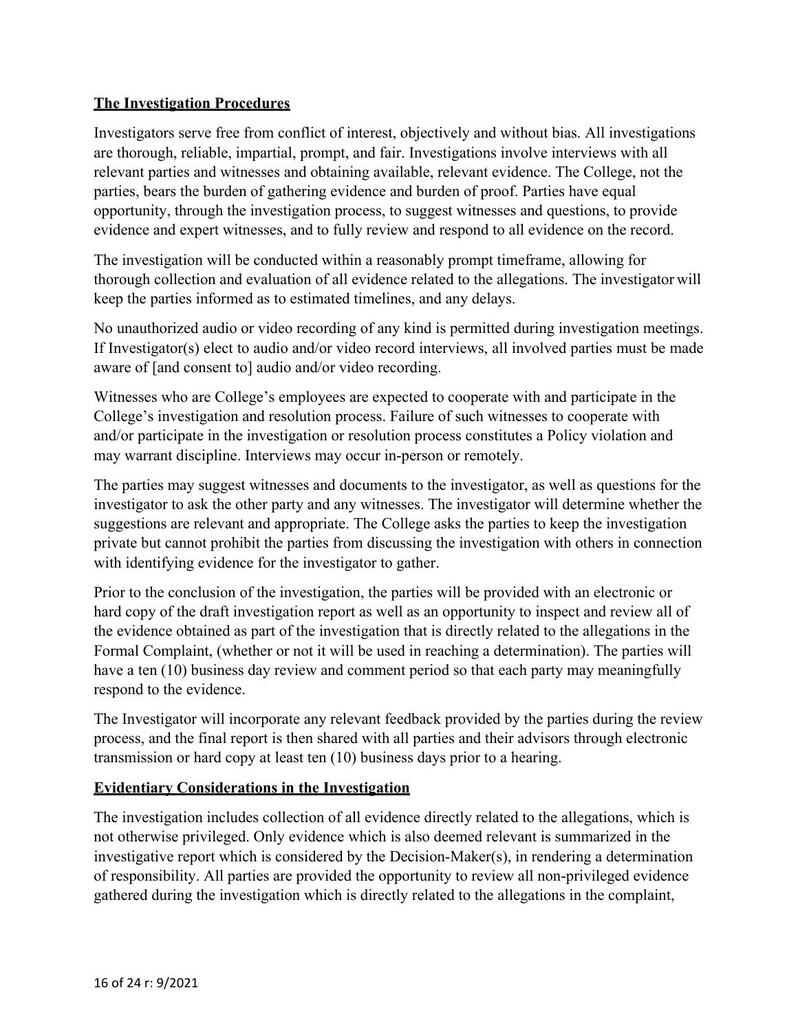## **The Investigation Procedures**

Investigators serve free from conflict of interest, objectively and without bias. All investigations are thorough, reliable, impartial, prompt, and fair. Investigations involve interviews with all relevant parties and witnesses and obtaining available, relevant evidence. The College, not the parties, bears the burden of gathering evidence and burden of proof. Parties have equal opportunity, through the investigation process, to suggest witnesses and questions, to provide evidence and expert witnesses, and to fully review and respond to all evidence on the record.

The investigation will be conducted within a reasonably prompt timeframe, allowing for thorough collection and evaluation of all evidence related to the allegations. The investigator will keep the parties informed as to estimated timelines, and any delays.

No unauthorized audio or video recording of any kind is permitted during investigation meetings. If Investigator(s) elect to audio and/or video record interviews, all involved parties must be made aware of [and consent to] audio and/or video recording.

Witnesses who are College's employees are expected to cooperate with and participate in the College's investigation and resolution process. Failure of such witnesses to cooperate with and/or participate in the investigation or resolution process constitutes a Policy violation and may warrant discipline. Interviews may occur in-person or remotely.

The parties may suggest witnesses and documents to the investigator, as well as questions for the investigator to ask the other party and any witnesses. The investigator will determine whether the suggestions are relevant and appropriate. The College asks the parties to keep the investigation private but cannot prohibit the parties from discussing the investigation with others in connection with identifying evidence for the investigator to gather.

Prior to the conclusion of the investigation, the parties will be provided with an electronic or hard copy of the draft investigation report as well as an opportunity to inspect and review all of the evidence obtained as part of the investigation that is directly related to the allegations in the Formal Complaint, (whether or not it will be used in reaching a determination). The parties will have a ten (10) business day review and comment period so that each party may meaningfully respond to the evidence.

The Investigator will incorporate any relevant feedback provided by the parties during the review process, and the final report is then shared with all parties and their advisors through electronic transmission or hard copy at least ten (10) business days prior to a hearing.

## **Evidentiary Considerations in the Investigation**

The investigation includes collection of all evidence directly related to the allegations, which is not otherwise privileged. Only evidence which is also deemed relevant is summarized in the investigative report which is considered by the Decision-Maker(s), in rendering a determination of responsibility. All parties are provided the opportunity to review all non-privileged evidence gathered during the investigation which is directly related to the allegations in the complaint,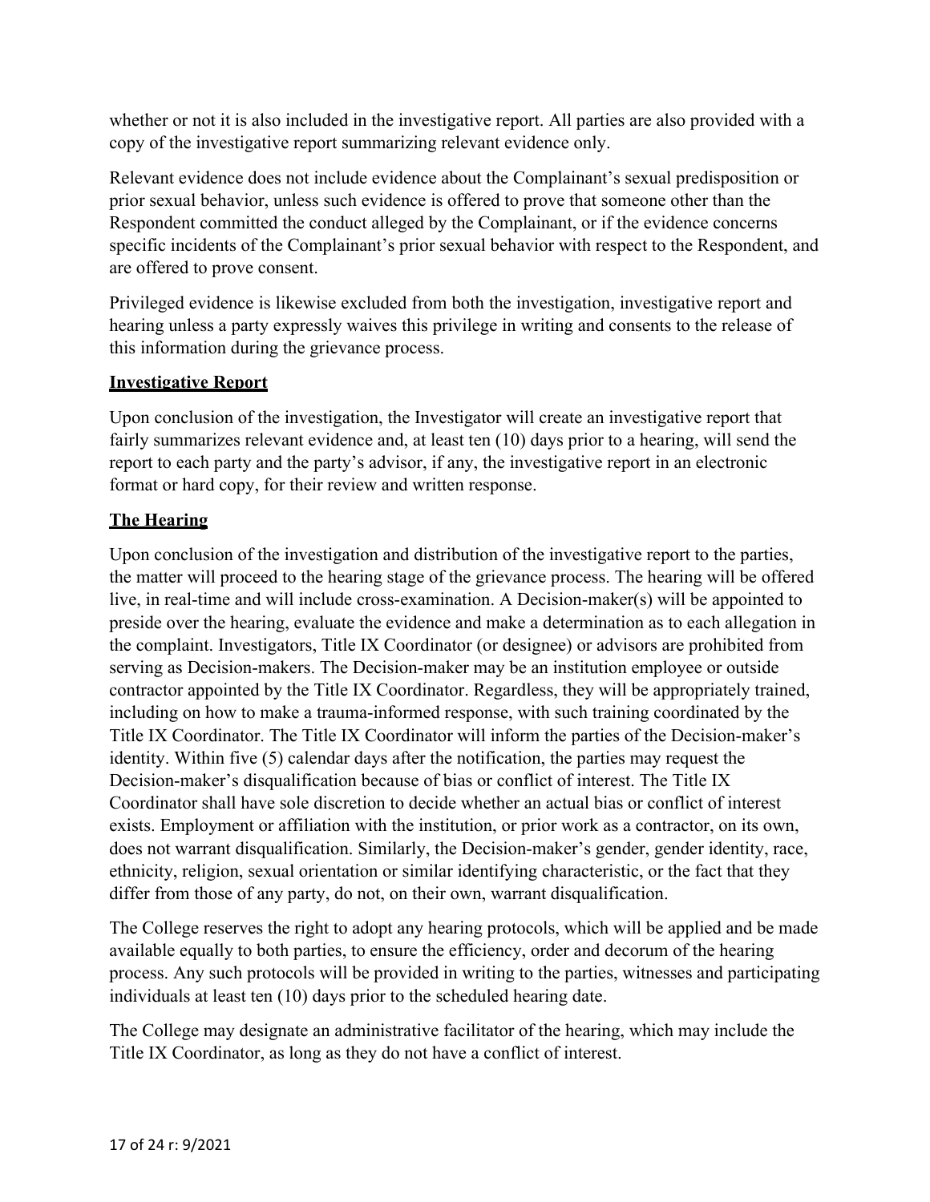whether or not it is also included in the investigative report. All parties are also provided with a copy of the investigative report summarizing relevant evidence only.

Relevant evidence does not include evidence about the Complainant's sexual predisposition or prior sexual behavior, unless such evidence is offered to prove that someone other than the Respondent committed the conduct alleged by the Complainant, or if the evidence concerns specific incidents of the Complainant's prior sexual behavior with respect to the Respondent, and are offered to prove consent.

Privileged evidence is likewise excluded from both the investigation, investigative report and hearing unless a party expressly waives this privilege in writing and consents to the release of this information during the grievance process.

## Investigative Report

Upon conclusion of the investigation, the Investigator will create an investigative report that fairly summarizes relevant evidence and, at least ten (10) days prior to a hearing, will send the report to each party and the party's advisor, if any, the investigative report in an electronic format or hard copy, for their review and written response.

## The Hearing

Upon conclusion of the investigation and distribution of the investigative report to the parties, the matter will proceed to the hearing stage of the grievance process. The hearing will be offered live, in real-time and will include cross-examination. A Decision-maker(s) will be appointed to preside over the hearing, evaluate the evidence and make a determination as to each allegation in the complaint. Investigators, Title IX Coordinator (or designee) or advisors are prohibited from serving as Decision-makers. The Decision-maker may be an institution employee or outside contractor appointed by the Title IX Coordinator. Regardless, they will be appropriately trained, including on how to make a trauma-informed response, with such training coordinated by the Title IX Coordinator. The Title IX Coordinator will inform the parties of the Decision-maker's identity. Within five (5) calendar days after the notification, the parties may request the Decision-maker's disqualification because of bias or conflict of interest. The Title IX Coordinator shall have sole discretion to decide whether an actual bias or conflict of interest exists. Employment or affiliation with the institution, or prior work as a contractor, on its own, does not warrant disqualification. Similarly, the Decision-maker's gender, gender identity, race, ethnicity, religion, sexual orientation or similar identifying characteristic, or the fact that they differ from those of any party, do not, on their own, warrant disqualification.

The College reserves the right to adopt any hearing protocols, which will be applied and be made available equally to both parties, to ensure the efficiency, order and decorum of the hearing process. Any such protocols will be provided in writing to the parties, witnesses and participating individuals at least ten (10) days prior to the scheduled hearing date.

The College may designate an administrative facilitator of the hearing, which may include the Title IX Coordinator, as long as they do not have a conflict of interest.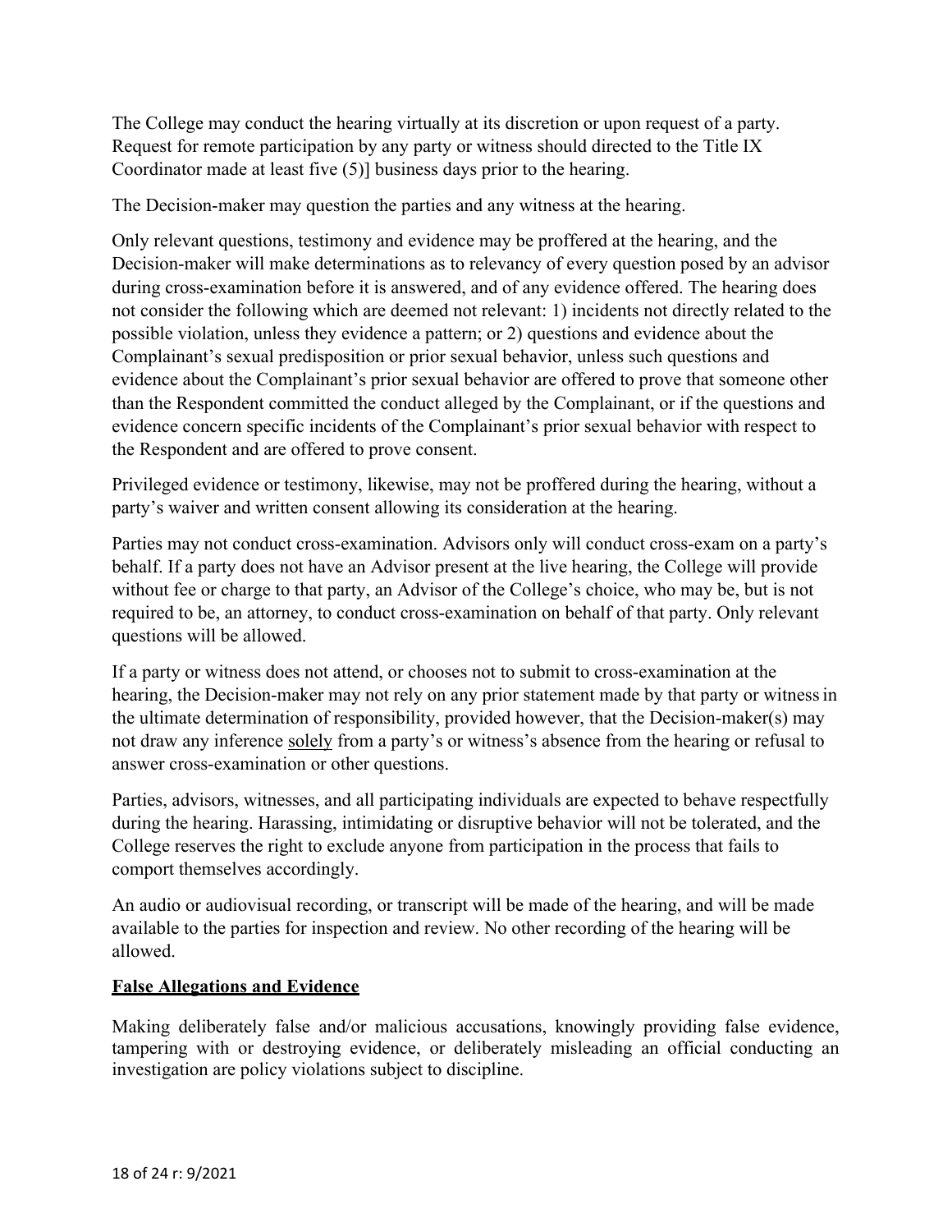The College may conduct the hearing virtually at its discretion or upon request of a party. Request for remote participation by any party or witness should directed to the Title IX Coordinator made at least five (5)] business days prior to the hearing.

The Decision-maker may question the parties and any witness at the hearing.

Only relevant questions, testimony and evidence may be proffered at the hearing, and the Decision-maker will make determinations as to relevancy of every question posed by an advisor during cross-examination before it is answered, and of any evidence offered. The hearing does not consider the following which are deemed not relevant: 1) incidents not directly related to the possible violation, unless they evidence a pattern; or 2) questions and evidence about the Complainant's sexual predisposition or prior sexual behavior, unless such questions and evidence about the Complainant's prior sexual behavior are offered to prove that someone other than the Respondent committed the conduct alleged by the Complainant, or if the questions and evidence concern specific incidents of the Complainant's prior sexual behavior with respect to the Respondent and are offered to prove consent.

Privileged evidence or testimony, likewise, may not be proffered during the hearing, without a party's waiver and written consent allowing its consideration at the hearing.

Parties may not conduct cross-examination. Advisors only will conduct cross-exam on a party's behalf. If a party does not have an Advisor present at the live hearing, the College will provide without fee or charge to that party, an Advisor of the College's choice, who may be, but is not required to be, an attorney, to conduct cross-examination on behalf of that party. Only relevant questions will be allowed.

If a party or witness does not attend, or chooses not to submit to cross-examination at the hearing, the Decision-maker may not rely on any prior statement made by that party or witness in the ultimate determination of responsibility, provided however, that the Decision-maker(s) may not draw any inference <u>solely</u> from a party's or witness's absence from the hearing or refusal to answer cross-examination or other questions.

Parties, advisors, witnesses, and all participating individuals are expected to behave respectfully during the hearing. Harassing, intimidating or disruptive behavior will not be tolerated, and the College reserves the right to exclude anyone from participation in the process that fails to comport themselves accordingly.

An audio or audiovisual recording, or transcript will be made of the hearing, and will be made available to the parties for inspection and review. No other recording of the hearing will be allowed.

**<u>False Allegations and Evidence</u>**

Making deliberately false and/or malicious accusations, knowingly providing false evidence, tampering with or destroying evidence, or deliberately misleading an official conducting an investigation are policy violations subject to discipline.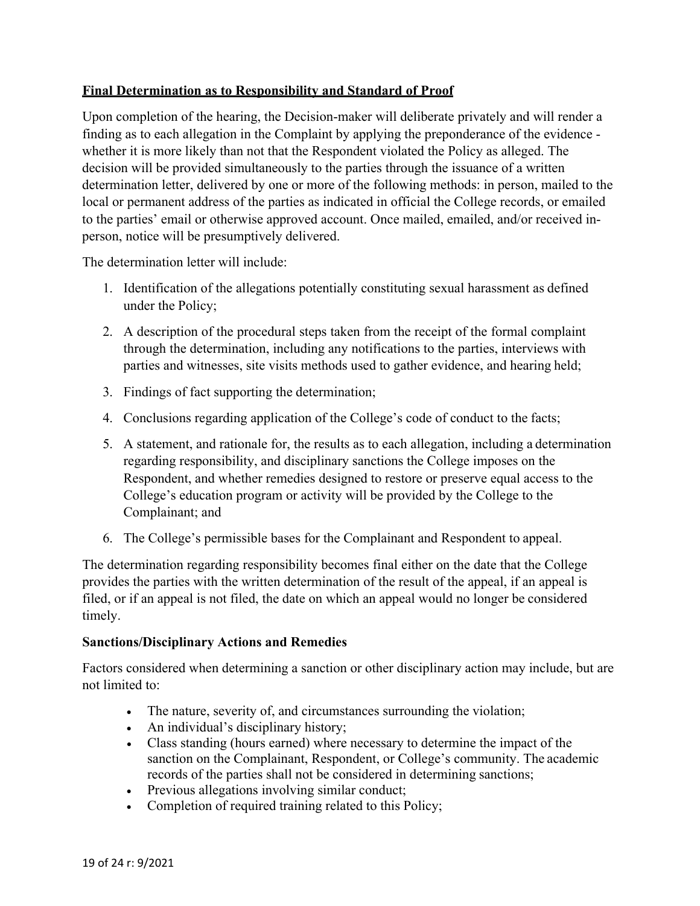## **Final Determination as to Responsibility and Standard of Proof**

Upon completion of the hearing, the Decision-maker will deliberate privately and will render a finding as to each allegation in the Complaint by applying the preponderance of the evidence - whether it is more likely than not that the Respondent violated the Policy as alleged. The decision will be provided simultaneously to the parties through the issuance of a written determination letter, delivered by one or more of the following methods: in person, mailed to the local or permanent address of the parties as indicated in official the College records, or emailed to the parties' email or otherwise approved account. Once mailed, emailed, and/or received in-person, notice will be presumptively delivered.

The determination letter will include:

1. Identification of the allegations potentially constituting sexual harassment as defined under the Policy;
2. A description of the procedural steps taken from the receipt of the formal complaint through the determination, including any notifications to the parties, interviews with parties and witnesses, site visits methods used to gather evidence, and hearing held;
3. Findings of fact supporting the determination;
4. Conclusions regarding application of the College's code of conduct to the facts;
5. A statement, and rationale for, the results as to each allegation, including a determination regarding responsibility, and disciplinary sanctions the College imposes on the Respondent, and whether remedies designed to restore or preserve equal access to the College's education program or activity will be provided by the College to the Complainant; and
6. The College's permissible bases for the Complainant and Respondent to appeal.

The determination regarding responsibility becomes final either on the date that the College provides the parties with the written determination of the result of the appeal, if an appeal is filed, or if an appeal is not filed, the date on which an appeal would no longer be considered timely.

### **Sanctions/Disciplinary Actions and Remedies**

Factors considered when determining a sanction or other disciplinary action may include, but are not limited to:

- The nature, severity of, and circumstances surrounding the violation;
- An individual's disciplinary history;
- Class standing (hours earned) where necessary to determine the impact of the sanction on the Complainant, Respondent, or College's community. The academic records of the parties shall not be considered in determining sanctions;
- Previous allegations involving similar conduct;
- Completion of required training related to this Policy;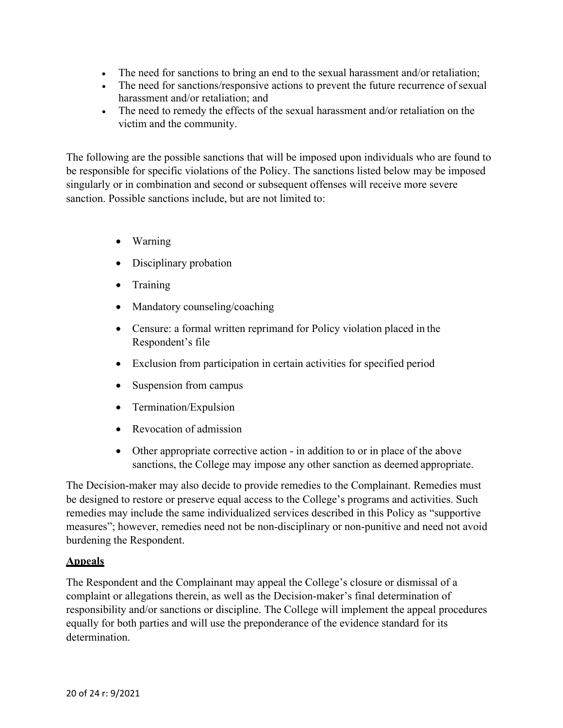- The need for sanctions to bring an end to the sexual harassment and/or retaliation;
- The need for sanctions/responsive actions to prevent the future recurrence of sexual harassment and/or retaliation; and
- The need to remedy the effects of the sexual harassment and/or retaliation on the victim and the community.

The following are the possible sanctions that will be imposed upon individuals who are found to be responsible for specific violations of the Policy. The sanctions listed below may be imposed singularly or in combination and second or subsequent offenses will receive more severe sanction. Possible sanctions include, but are not limited to:

- Warning
- Disciplinary probation
- Training
- Mandatory counseling/coaching
- Censure: a formal written reprimand for Policy violation placed in the Respondent's file
- Exclusion from participation in certain activities for specified period
- Suspension from campus
- Termination/Expulsion
- Revocation of admission
- Other appropriate corrective action - in addition to or in place of the above sanctions, the College may impose any other sanction as deemed appropriate.

The Decision-maker may also decide to provide remedies to the Complainant. Remedies must be designed to restore or preserve equal access to the College's programs and activities. Such remedies may include the same individualized services described in this Policy as "supportive measures"; however, remedies need not be non-disciplinary or non-punitive and need not avoid burdening the Respondent.

**Appeals**

The Respondent and the Complainant may appeal the College's closure or dismissal of a complaint or allegations therein, as well as the Decision-maker's final determination of responsibility and/or sanctions or discipline. The College will implement the appeal procedures equally for both parties and will use the preponderance of the evidence standard for its determination.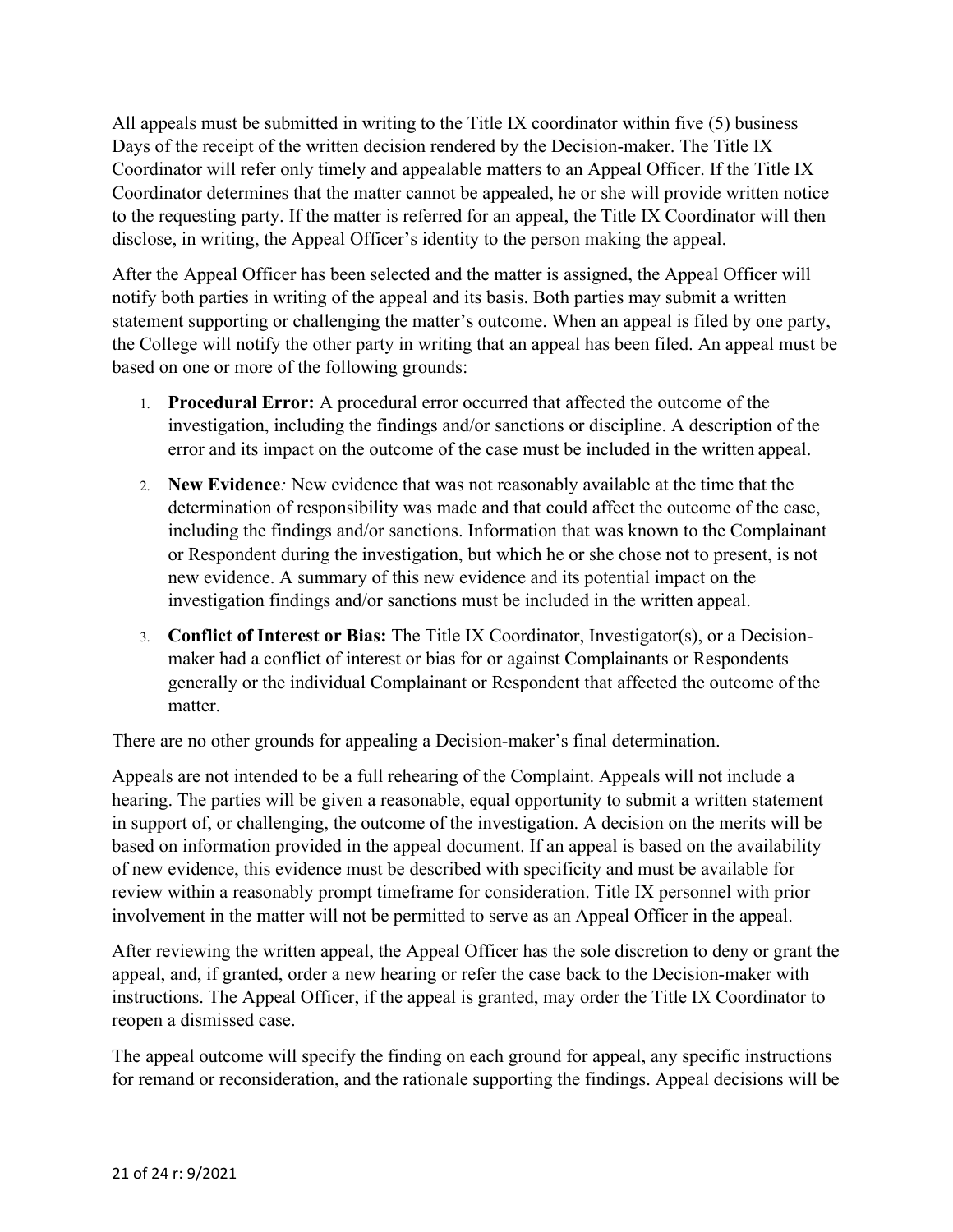All appeals must be submitted in writing to the Title IX coordinator within five (5) business Days of the receipt of the written decision rendered by the Decision-maker. The Title IX Coordinator will refer only timely and appealable matters to an Appeal Officer. If the Title IX Coordinator determines that the matter cannot be appealed, he or she will provide written notice to the requesting party. If the matter is referred for an appeal, the Title IX Coordinator will then disclose, in writing, the Appeal Officer's identity to the person making the appeal.

After the Appeal Officer has been selected and the matter is assigned, the Appeal Officer will notify both parties in writing of the appeal and its basis. Both parties may submit a written statement supporting or challenging the matter's outcome. When an appeal is filed by one party, the College will notify the other party in writing that an appeal has been filed. An appeal must be based on one or more of the following grounds:

1. **Procedural Error:** A procedural error occurred that affected the outcome of the investigation, including the findings and/or sanctions or discipline. A description of the error and its impact on the outcome of the case must be included in the written appeal.
2. **New Evidence***:* New evidence that was not reasonably available at the time that the determination of responsibility was made and that could affect the outcome of the case, including the findings and/or sanctions. Information that was known to the Complainant or Respondent during the investigation, but which he or she chose not to present, is not new evidence. A summary of this new evidence and its potential impact on the investigation findings and/or sanctions must be included in the written appeal.
3. **Conflict of Interest or Bias:** The Title IX Coordinator, Investigator(s), or a Decision-maker had a conflict of interest or bias for or against Complainants or Respondents generally or the individual Complainant or Respondent that affected the outcome of the matter.

There are no other grounds for appealing a Decision-maker's final determination.

Appeals are not intended to be a full rehearing of the Complaint. Appeals will not include a hearing. The parties will be given a reasonable, equal opportunity to submit a written statement in support of, or challenging, the outcome of the investigation. A decision on the merits will be based on information provided in the appeal document. If an appeal is based on the availability of new evidence, this evidence must be described with specificity and must be available for review within a reasonably prompt timeframe for consideration. Title IX personnel with prior involvement in the matter will not be permitted to serve as an Appeal Officer in the appeal.

After reviewing the written appeal, the Appeal Officer has the sole discretion to deny or grant the appeal, and, if granted, order a new hearing or refer the case back to the Decision-maker with instructions. The Appeal Officer, if the appeal is granted, may order the Title IX Coordinator to reopen a dismissed case.

The appeal outcome will specify the finding on each ground for appeal, any specific instructions for remand or reconsideration, and the rationale supporting the findings. Appeal decisions will be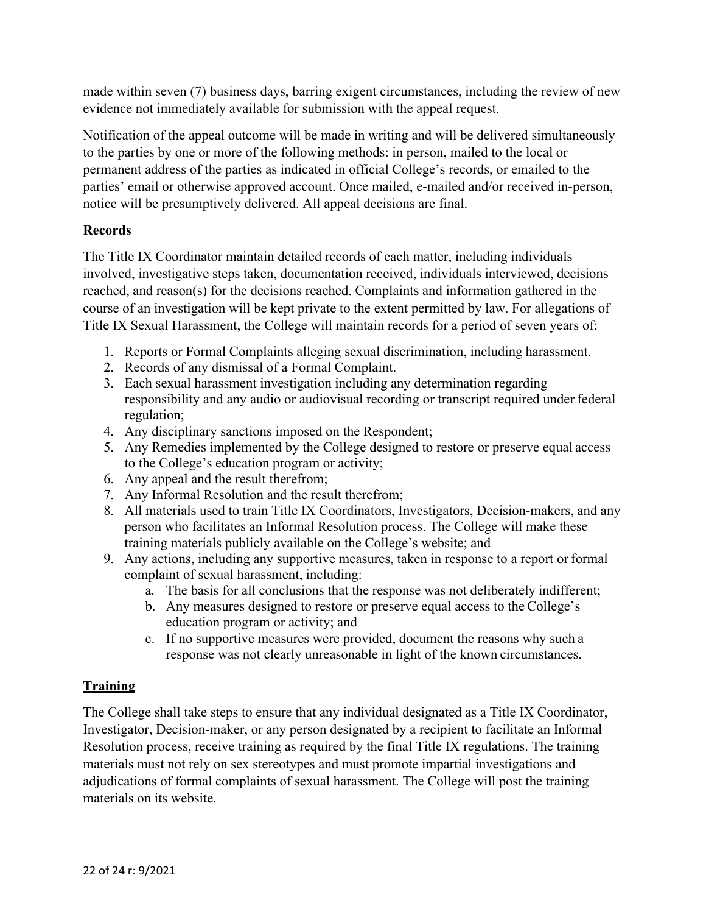made within seven (7) business days, barring exigent circumstances, including the review of new evidence not immediately available for submission with the appeal request.

Notification of the appeal outcome will be made in writing and will be delivered simultaneously to the parties by one or more of the following methods: in person, mailed to the local or permanent address of the parties as indicated in official College's records, or emailed to the parties' email or otherwise approved account. Once mailed, e-mailed and/or received in-person, notice will be presumptively delivered. All appeal decisions are final.

**Records**

The Title IX Coordinator maintain detailed records of each matter, including individuals involved, investigative steps taken, documentation received, individuals interviewed, decisions reached, and reason(s) for the decisions reached. Complaints and information gathered in the course of an investigation will be kept private to the extent permitted by law. For allegations of Title IX Sexual Harassment, the College will maintain records for a period of seven years of:

1. Reports or Formal Complaints alleging sexual discrimination, including harassment.
2. Records of any dismissal of a Formal Complaint.
3. Each sexual harassment investigation including any determination regarding responsibility and any audio or audiovisual recording or transcript required under federal regulation;
4. Any disciplinary sanctions imposed on the Respondent;
5. Any Remedies implemented by the College designed to restore or preserve equal access to the College's education program or activity;
6. Any appeal and the result therefrom;
7. Any Informal Resolution and the result therefrom;
8. All materials used to train Title IX Coordinators, Investigators, Decision-makers, and any person who facilitates an Informal Resolution process. The College will make these training materials publicly available on the College's website; and
9. Any actions, including any supportive measures, taken in response to a report or formal complaint of sexual harassment, including:
    a. The basis for all conclusions that the response was not deliberately indifferent;
    b. Any measures designed to restore or preserve equal access to the College's education program or activity; and
    c. If no supportive measures were provided, document the reasons why such a response was not clearly unreasonable in light of the known circumstances.

**Training**

The College shall take steps to ensure that any individual designated as a Title IX Coordinator, Investigator, Decision-maker, or any person designated by a recipient to facilitate an Informal Resolution process, receive training as required by the final Title IX regulations. The training materials must not rely on sex stereotypes and must promote impartial investigations and adjudications of formal complaints of sexual harassment. The College will post the training materials on its website.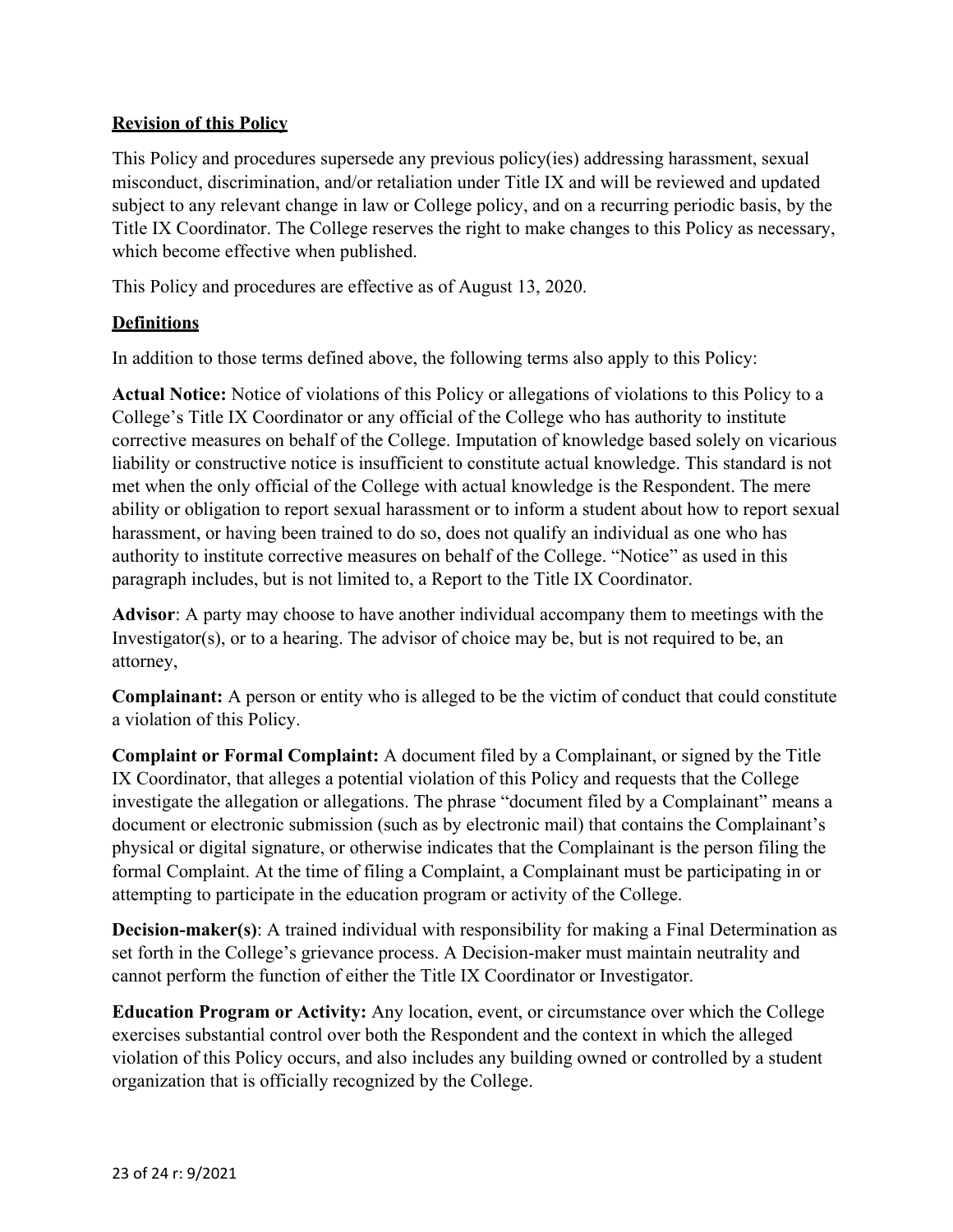## Revision of this Policy

This Policy and procedures supersede any previous policy(ies) addressing harassment, sexual misconduct, discrimination, and/or retaliation under Title IX and will be reviewed and updated subject to any relevant change in law or College policy, and on a recurring periodic basis, by the Title IX Coordinator. The College reserves the right to make changes to this Policy as necessary, which become effective when published.

This Policy and procedures are effective as of August 13, 2020.

## Definitions

In addition to those terms defined above, the following terms also apply to this Policy:

**Actual Notice:** Notice of violations of this Policy or allegations of violations to this Policy to a College's Title IX Coordinator or any official of the College who has authority to institute corrective measures on behalf of the College. Imputation of knowledge based solely on vicarious liability or constructive notice is insufficient to constitute actual knowledge. This standard is not met when the only official of the College with actual knowledge is the Respondent. The mere ability or obligation to report sexual harassment or to inform a student about how to report sexual harassment, or having been trained to do so, does not qualify an individual as one who has authority to institute corrective measures on behalf of the College. "Notice" as used in this paragraph includes, but is not limited to, a Report to the Title IX Coordinator.

**Advisor**: A party may choose to have another individual accompany them to meetings with the Investigator(s), or to a hearing. The advisor of choice may be, but is not required to be, an attorney,

**Complainant:** A person or entity who is alleged to be the victim of conduct that could constitute a violation of this Policy.

**Complaint or Formal Complaint:** A document filed by a Complainant, or signed by the Title IX Coordinator, that alleges a potential violation of this Policy and requests that the College investigate the allegation or allegations. The phrase "document filed by a Complainant" means a document or electronic submission (such as by electronic mail) that contains the Complainant's physical or digital signature, or otherwise indicates that the Complainant is the person filing the formal Complaint. At the time of filing a Complaint, a Complainant must be participating in or attempting to participate in the education program or activity of the College.

**Decision-maker(s)**: A trained individual with responsibility for making a Final Determination as set forth in the College's grievance process. A Decision-maker must maintain neutrality and cannot perform the function of either the Title IX Coordinator or Investigator.

**Education Program or Activity:** Any location, event, or circumstance over which the College exercises substantial control over both the Respondent and the context in which the alleged violation of this Policy occurs, and also includes any building owned or controlled by a student organization that is officially recognized by the College.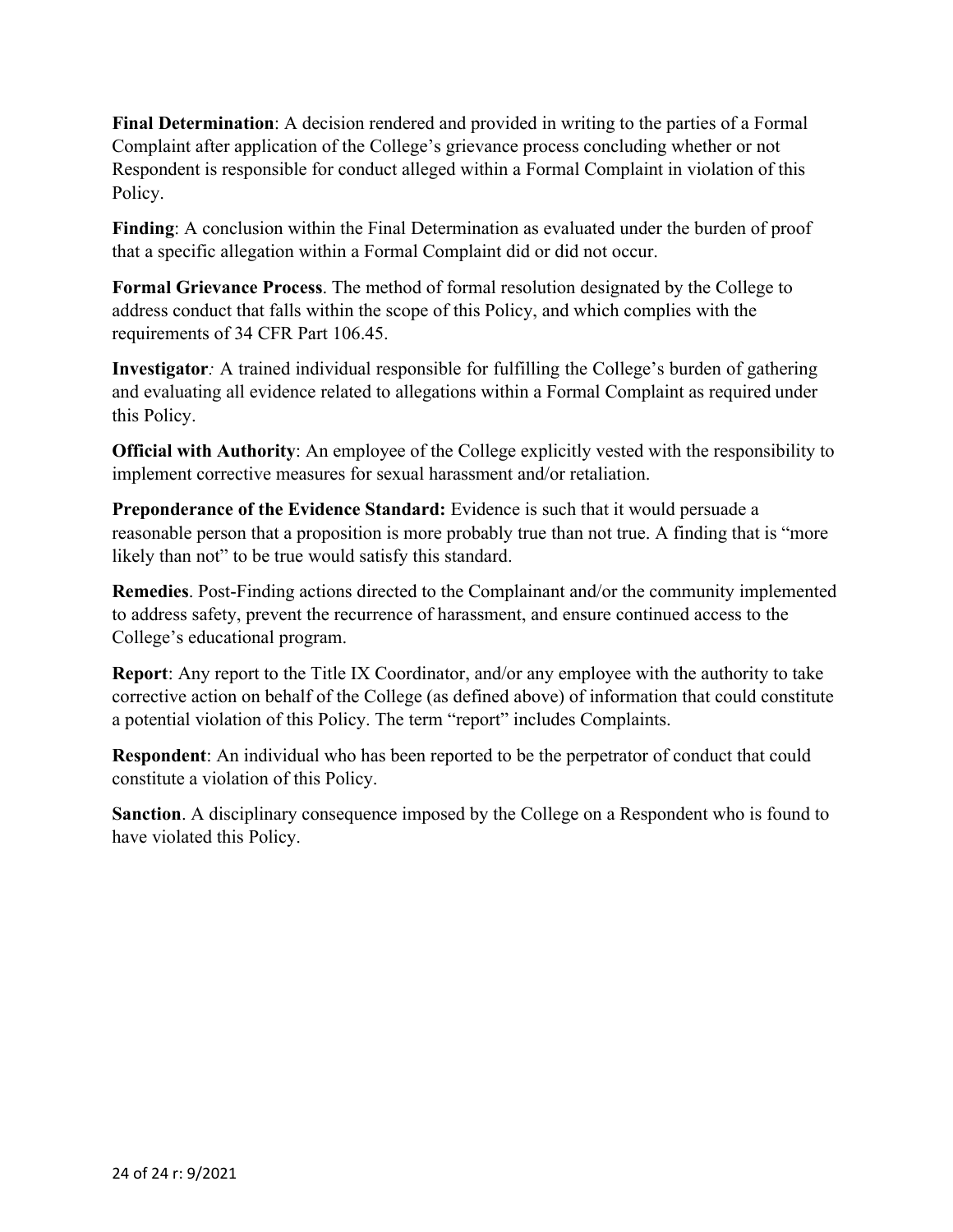**Final Determination**: A decision rendered and provided in writing to the parties of a Formal Complaint after application of the College's grievance process concluding whether or not Respondent is responsible for conduct alleged within a Formal Complaint in violation of this Policy.

**Finding**: A conclusion within the Final Determination as evaluated under the burden of proof that a specific allegation within a Formal Complaint did or did not occur.

**Formal Grievance Process**. The method of formal resolution designated by the College to address conduct that falls within the scope of this Policy, and which complies with the requirements of 34 CFR Part 106.45.

**Investigator***:* A trained individual responsible for fulfilling the College's burden of gathering and evaluating all evidence related to allegations within a Formal Complaint as required under this Policy.

**Official with Authority**: An employee of the College explicitly vested with the responsibility to implement corrective measures for sexual harassment and/or retaliation.

**Preponderance of the Evidence Standard:** Evidence is such that it would persuade a reasonable person that a proposition is more probably true than not true. A finding that is "more likely than not" to be true would satisfy this standard.

**Remedies**. Post-Finding actions directed to the Complainant and/or the community implemented to address safety, prevent the recurrence of harassment, and ensure continued access to the College's educational program.

**Report**: Any report to the Title IX Coordinator, and/or any employee with the authority to take corrective action on behalf of the College (as defined above) of information that could constitute a potential violation of this Policy. The term "report" includes Complaints.

**Respondent**: An individual who has been reported to be the perpetrator of conduct that could constitute a violation of this Policy.

**Sanction**. A disciplinary consequence imposed by the College on a Respondent who is found to have violated this Policy.